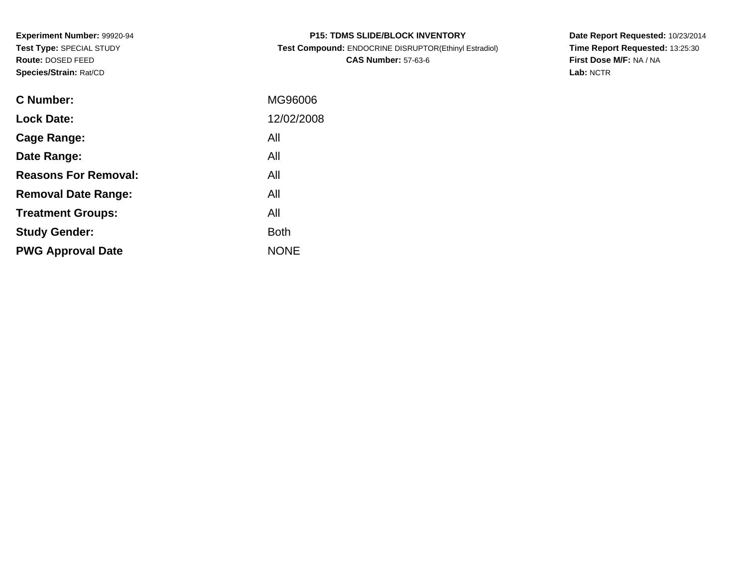**Experiment Number:** 99920-94
**Test Type:** SPECIAL STUDY
**Route:** DOSED FEED
**Species/Strain:** Rat/CD

**P15: TDMS SLIDE/BLOCK INVENTORY**
**Test Compound:** ENDOCRINE DISRUPTOR(Ethinyl Estradiol)
**CAS Number:** 57-63-6

**Date Report Requested:** 10/23/2014
**Time Report Requested:** 13:25:30
**First Dose M/F:** NA / NA
**Lab:** NCTR

| | |
|---|---|
| **C Number:** | MG96006 |
| **Lock Date:** | 12/02/2008 |
| **Cage Range:** | All |
| **Date Range:** | All |
| **Reasons For Removal:** | All |
| **Removal Date Range:** | All |
| **Treatment Groups:** | All |
| **Study Gender:** | Both |
| **PWG Approval Date** | NONE |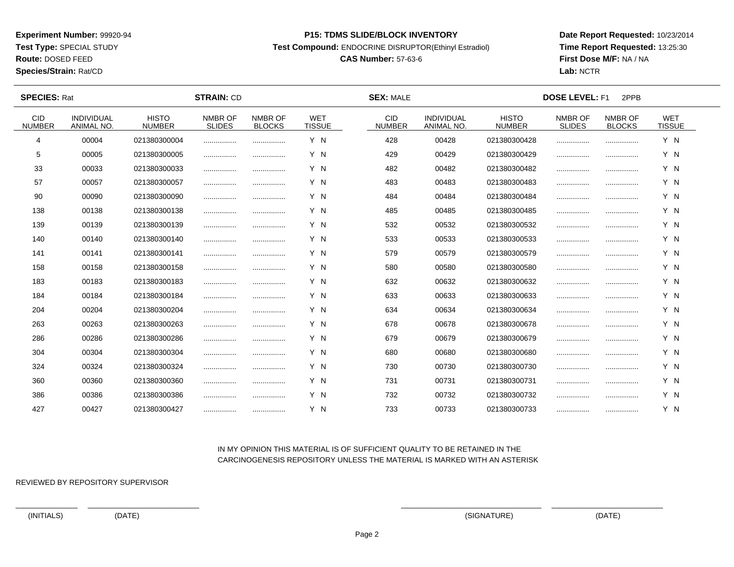**Experiment Number:** 99920-94
**Test Type:** SPECIAL STUDY
**Route:** DOSED FEED
**Species/Strain:** Rat/CD

**P15: TDMS SLIDE/BLOCK INVENTORY**
**Test Compound:** ENDOCRINE DISRUPTOR(Ethinyl Estradiol)
**CAS Number:** 57-63-6

**Date Report Requested:** 10/23/2014
**Time Report Requested:** 13:25:30
**First Dose M/F:** NA / NA
**Lab:** NCTR

**SPECIES:** Rat **STRAIN:** CD **SEX:** MALE **DOSE LEVEL:** F1 2PPB

| CID NUMBER | INDIVIDUAL ANIMAL NO. | HISTO NUMBER | NMBR OF SLIDES | NMBR OF BLOCKS | WET TISSUE | CID NUMBER | INDIVIDUAL ANIMAL NO. | HISTO NUMBER | NMBR OF SLIDES | NMBR OF BLOCKS | WET TISSUE |
|---|---|---|---|---|---|---|---|---|---|---|---|
| 4 | 00004 | 021380300004 | ................ | ................ | Y N | 428 | 00428 | 021380300428 | ................ | ................ | Y N |
| 5 | 00005 | 021380300005 | ................ | ................ | Y N | 429 | 00429 | 021380300429 | ................ | ................ | Y N |
| 33 | 00033 | 021380300033 | ................ | ................ | Y N | 482 | 00482 | 021380300482 | ................ | ................ | Y N |
| 57 | 00057 | 021380300057 | ................ | ................ | Y N | 483 | 00483 | 021380300483 | ................ | ................ | Y N |
| 90 | 00090 | 021380300090 | ................ | ................ | Y N | 484 | 00484 | 021380300484 | ................ | ................ | Y N |
| 138 | 00138 | 021380300138 | ................ | ................ | Y N | 485 | 00485 | 021380300485 | ................ | ................ | Y N |
| 139 | 00139 | 021380300139 | ................ | ................ | Y N | 532 | 00532 | 021380300532 | ................ | ................ | Y N |
| 140 | 00140 | 021380300140 | ................ | ................ | Y N | 533 | 00533 | 021380300533 | ................ | ................ | Y N |
| 141 | 00141 | 021380300141 | ................ | ................ | Y N | 579 | 00579 | 021380300579 | ................ | ................ | Y N |
| 158 | 00158 | 021380300158 | ................ | ................ | Y N | 580 | 00580 | 021380300580 | ................ | ................ | Y N |
| 183 | 00183 | 021380300183 | ................ | ................ | Y N | 632 | 00632 | 021380300632 | ................ | ................ | Y N |
| 184 | 00184 | 021380300184 | ................ | ................ | Y N | 633 | 00633 | 021380300633 | ................ | ................ | Y N |
| 204 | 00204 | 021380300204 | ................ | ................ | Y N | 634 | 00634 | 021380300634 | ................ | ................ | Y N |
| 263 | 00263 | 021380300263 | ................ | ................ | Y N | 678 | 00678 | 021380300678 | ................ | ................ | Y N |
| 286 | 00286 | 021380300286 | ................ | ................ | Y N | 679 | 00679 | 021380300679 | ................ | ................ | Y N |
| 304 | 00304 | 021380300304 | ................ | ................ | Y N | 680 | 00680 | 021380300680 | ................ | ................ | Y N |
| 324 | 00324 | 021380300324 | ................ | ................ | Y N | 730 | 00730 | 021380300730 | ................ | ................ | Y N |
| 360 | 00360 | 021380300360 | ................ | ................ | Y N | 731 | 00731 | 021380300731 | ................ | ................ | Y N |
| 386 | 00386 | 021380300386 | ................ | ................ | Y N | 732 | 00732 | 021380300732 | ................ | ................ | Y N |
| 427 | 00427 | 021380300427 | ................ | ................ | Y N | 733 | 00733 | 021380300733 | ................ | ................ | Y N |

IN MY OPINION THIS MATERIAL IS OF SUFFICIENT QUALITY TO BE RETAINED IN THE CARCINOGENESIS REPOSITORY UNLESS THE MATERIAL IS MARKED WITH AN ASTERISK

REVIEWED BY REPOSITORY SUPERVISOR

(INITIALS) (DATE) (SIGNATURE) (DATE)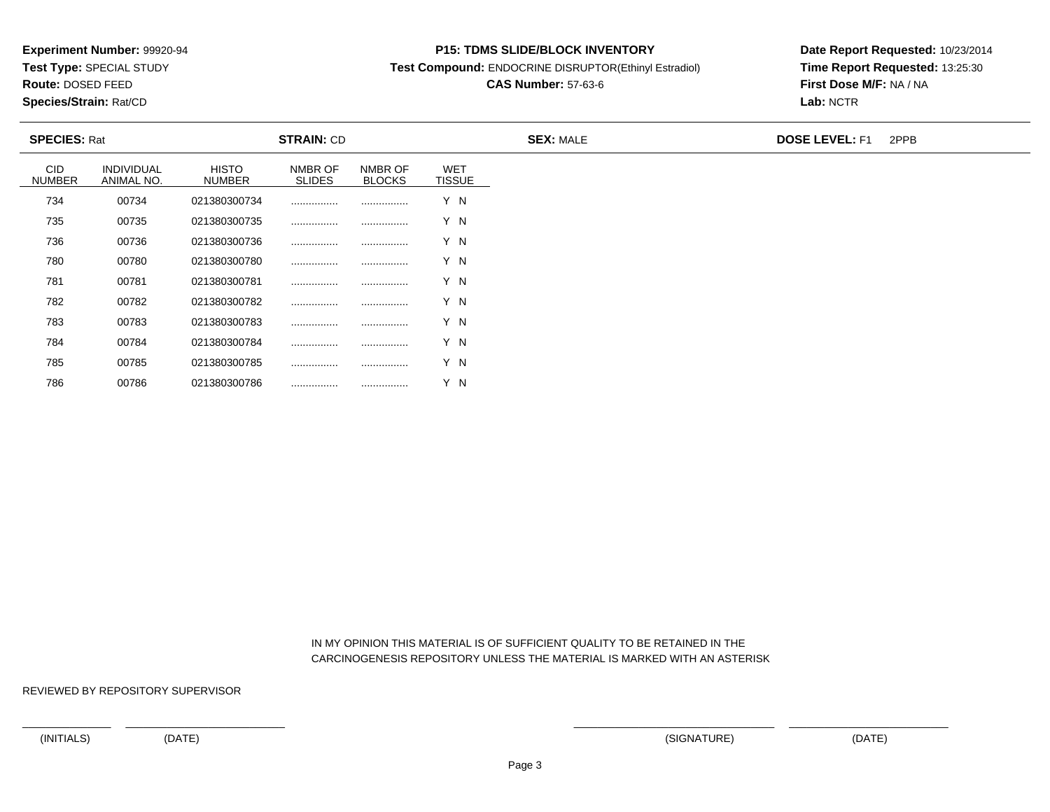**Experiment Number:** 99920-94
**Test Type:** SPECIAL STUDY
**Route:** DOSED FEED
**Species/Strain:** Rat/CD

**P15: TDMS SLIDE/BLOCK INVENTORY**
**Test Compound:** ENDOCRINE DISRUPTOR(Ethinyl Estradiol)
**CAS Number:** 57-63-6

**Date Report Requested:** 10/23/2014
**Time Report Requested:** 13:25:30
**First Dose M/F:** NA / NA
**Lab:** NCTR

**SPECIES:** Rat **STRAIN:** CD **SEX:** MALE **DOSE LEVEL:** F1 2PPB

| CID NUMBER | INDIVIDUAL ANIMAL NO. | HISTO NUMBER | NMBR OF SLIDES | NMBR OF BLOCKS | WET TISSUE |
|---|---|---|---|---|---|
| 734 | 00734 | 021380300734 | ................ | ................ | Y N |
| 735 | 00735 | 021380300735 | ................ | ................ | Y N |
| 736 | 00736 | 021380300736 | ................ | ................ | Y N |
| 780 | 00780 | 021380300780 | ................ | ................ | Y N |
| 781 | 00781 | 021380300781 | ................ | ................ | Y N |
| 782 | 00782 | 021380300782 | ................ | ................ | Y N |
| 783 | 00783 | 021380300783 | ................ | ................ | Y N |
| 784 | 00784 | 021380300784 | ................ | ................ | Y N |
| 785 | 00785 | 021380300785 | ................ | ................ | Y N |
| 786 | 00786 | 021380300786 | ................ | ................ | Y N |

IN MY OPINION THIS MATERIAL IS OF SUFFICIENT QUALITY TO BE RETAINED IN THE CARCINOGENESIS REPOSITORY UNLESS THE MATERIAL IS MARKED WITH AN ASTERISK

REVIEWED BY REPOSITORY SUPERVISOR

(INITIALS) (DATE) (SIGNATURE) (DATE)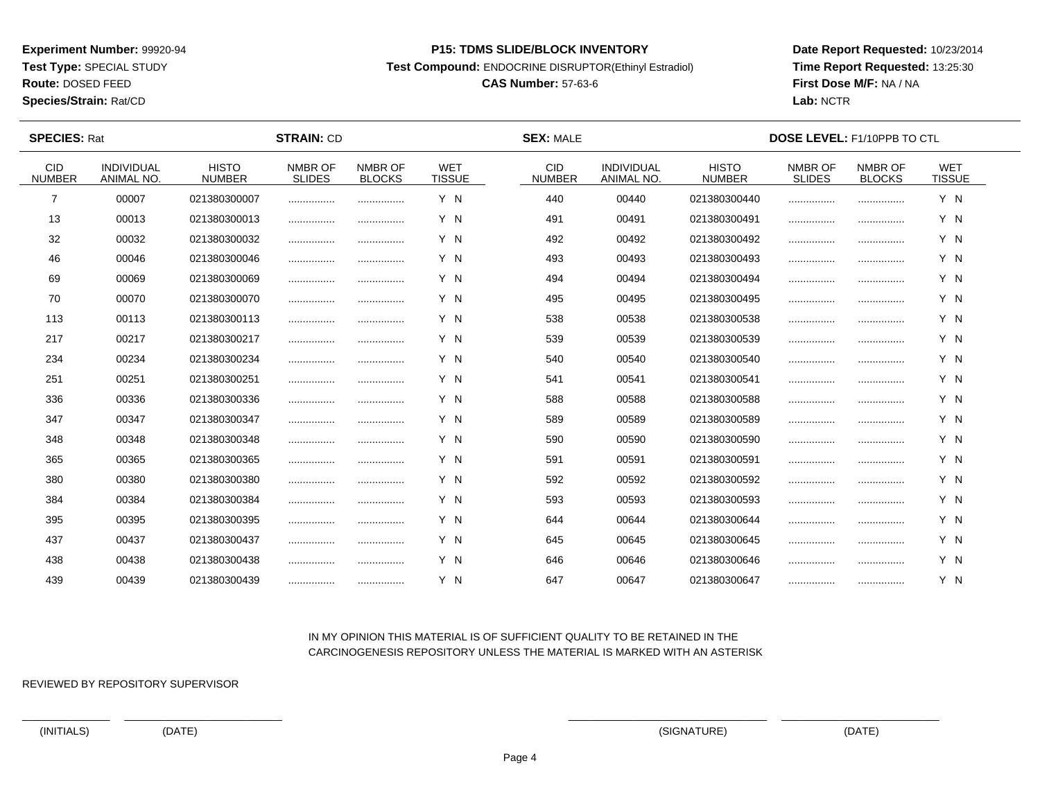**Experiment Number:** 99920-94
**Test Type:** SPECIAL STUDY
**Route:** DOSED FEED
**Species/Strain:** Rat/CD

**P15: TDMS SLIDE/BLOCK INVENTORY**
**Test Compound:** ENDOCRINE DISRUPTOR(Ethinyl Estradiol)
**CAS Number:** 57-63-6

**Date Report Requested:** 10/23/2014
**Time Report Requested:** 13:25:30
**First Dose M/F:** NA / NA
**Lab:** NCTR

**SPECIES:** Rat **STRAIN:** CD **SEX:** MALE **DOSE LEVEL:** F1/10PPB TO CTL

| CID NUMBER | INDIVIDUAL ANIMAL NO. | HISTO NUMBER | NMBR OF SLIDES | NMBR OF BLOCKS | WET TISSUE | CID NUMBER | INDIVIDUAL ANIMAL NO. | HISTO NUMBER | NMBR OF SLIDES | NMBR OF BLOCKS | WET TISSUE |
|---|---|---|---|---|---|---|---|---|---|---|---|
| 7 | 00007 | 021380300007 | ................ | ................ | Y N | 440 | 00440 | 021380300440 | ................ | ................ | Y N |
| 13 | 00013 | 021380300013 | ................ | ................ | Y N | 491 | 00491 | 021380300491 | ................ | ................ | Y N |
| 32 | 00032 | 021380300032 | ................ | ................ | Y N | 492 | 00492 | 021380300492 | ................ | ................ | Y N |
| 46 | 00046 | 021380300046 | ................ | ................ | Y N | 493 | 00493 | 021380300493 | ................ | ................ | Y N |
| 69 | 00069 | 021380300069 | ................ | ................ | Y N | 494 | 00494 | 021380300494 | ................ | ................ | Y N |
| 70 | 00070 | 021380300070 | ................ | ................ | Y N | 495 | 00495 | 021380300495 | ................ | ................ | Y N |
| 113 | 00113 | 021380300113 | ................ | ................ | Y N | 538 | 00538 | 021380300538 | ................ | ................ | Y N |
| 217 | 00217 | 021380300217 | ................ | ................ | Y N | 539 | 00539 | 021380300539 | ................ | ................ | Y N |
| 234 | 00234 | 021380300234 | ................ | ................ | Y N | 540 | 00540 | 021380300540 | ................ | ................ | Y N |
| 251 | 00251 | 021380300251 | ................ | ................ | Y N | 541 | 00541 | 021380300541 | ................ | ................ | Y N |
| 336 | 00336 | 021380300336 | ................ | ................ | Y N | 588 | 00588 | 021380300588 | ................ | ................ | Y N |
| 347 | 00347 | 021380300347 | ................ | ................ | Y N | 589 | 00589 | 021380300589 | ................ | ................ | Y N |
| 348 | 00348 | 021380300348 | ................ | ................ | Y N | 590 | 00590 | 021380300590 | ................ | ................ | Y N |
| 365 | 00365 | 021380300365 | ................ | ................ | Y N | 591 | 00591 | 021380300591 | ................ | ................ | Y N |
| 380 | 00380 | 021380300380 | ................ | ................ | Y N | 592 | 00592 | 021380300592 | ................ | ................ | Y N |
| 384 | 00384 | 021380300384 | ................ | ................ | Y N | 593 | 00593 | 021380300593 | ................ | ................ | Y N |
| 395 | 00395 | 021380300395 | ................ | ................ | Y N | 644 | 00644 | 021380300644 | ................ | ................ | Y N |
| 437 | 00437 | 021380300437 | ................ | ................ | Y N | 645 | 00645 | 021380300645 | ................ | ................ | Y N |
| 438 | 00438 | 021380300438 | ................ | ................ | Y N | 646 | 00646 | 021380300646 | ................ | ................ | Y N |
| 439 | 00439 | 021380300439 | ................ | ................ | Y N | 647 | 00647 | 021380300647 | ................ | ................ | Y N |

IN MY OPINION THIS MATERIAL IS OF SUFFICIENT QUALITY TO BE RETAINED IN THE CARCINOGENESIS REPOSITORY UNLESS THE MATERIAL IS MARKED WITH AN ASTERISK

REVIEWED BY REPOSITORY SUPERVISOR

(INITIALS) (DATE) (SIGNATURE) (DATE)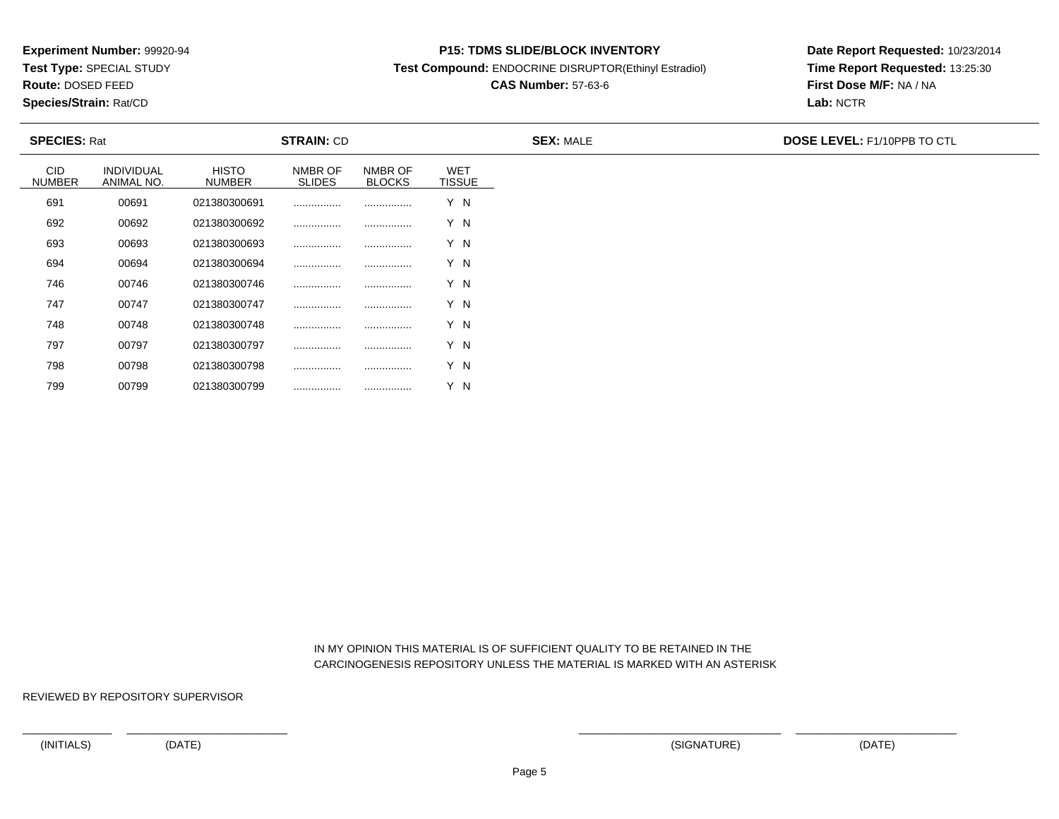**Experiment Number:** 99920-94
**Test Type:** SPECIAL STUDY
**Route:** DOSED FEED
**Species/Strain:** Rat/CD

**P15: TDMS SLIDE/BLOCK INVENTORY**
**Test Compound:** ENDOCRINE DISRUPTOR(Ethinyl Estradiol)
**CAS Number:** 57-63-6

**Date Report Requested:** 10/23/2014
**Time Report Requested:** 13:25:30
**First Dose M/F:** NA / NA
**Lab:** NCTR

**SPECIES:** Rat **STRAIN:** CD **SEX:** MALE **DOSE LEVEL:** F1/10PPB TO CTL

| CID NUMBER | INDIVIDUAL ANIMAL NO. | HISTO NUMBER | NMBR OF SLIDES | NMBR OF BLOCKS | WET TISSUE |
|---|---|---|---|---|---|
| 691 | 00691 | 021380300691 | ................ | ................ | Y N |
| 692 | 00692 | 021380300692 | ................ | ................ | Y N |
| 693 | 00693 | 021380300693 | ................ | ................ | Y N |
| 694 | 00694 | 021380300694 | ................ | ................ | Y N |
| 746 | 00746 | 021380300746 | ................ | ................ | Y N |
| 747 | 00747 | 021380300747 | ................ | ................ | Y N |
| 748 | 00748 | 021380300748 | ................ | ................ | Y N |
| 797 | 00797 | 021380300797 | ................ | ................ | Y N |
| 798 | 00798 | 021380300798 | ................ | ................ | Y N |
| 799 | 00799 | 021380300799 | ................ | ................ | Y N |

IN MY OPINION THIS MATERIAL IS OF SUFFICIENT QUALITY TO BE RETAINED IN THE CARCINOGENESIS REPOSITORY UNLESS THE MATERIAL IS MARKED WITH AN ASTERISK

REVIEWED BY REPOSITORY SUPERVISOR

(INITIALS) (DATE) (SIGNATURE) (DATE)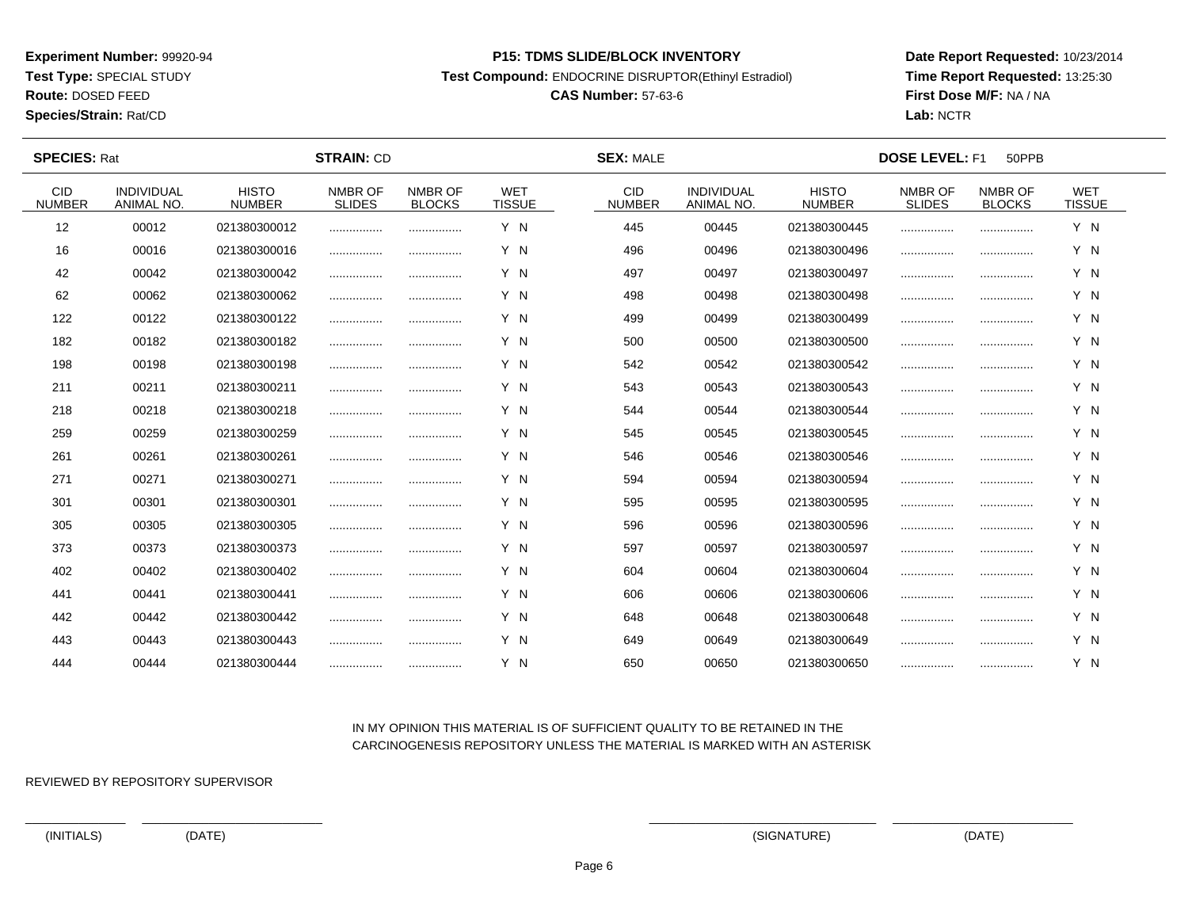**Experiment Number:** 99920-94
**Test Type:** SPECIAL STUDY
**Route:** DOSED FEED
**Species/Strain:** Rat/CD

**P15: TDMS SLIDE/BLOCK INVENTORY**
**Test Compound:** ENDOCRINE DISRUPTOR(Ethinyl Estradiol)
**CAS Number:** 57-63-6

**Date Report Requested:** 10/23/2014
**Time Report Requested:** 13:25:30
**First Dose M/F:** NA / NA
**Lab:** NCTR

**SPECIES:** Rat **STRAIN:** CD **SEX:** MALE **DOSE LEVEL:** F1 50PPB

| CID NUMBER | INDIVIDUAL ANIMAL NO. | HISTO NUMBER | NMBR OF SLIDES | NMBR OF BLOCKS | WET TISSUE | CID NUMBER | INDIVIDUAL ANIMAL NO. | HISTO NUMBER | NMBR OF SLIDES | NMBR OF BLOCKS | WET TISSUE |
|---|---|---|---|---|---|---|---|---|---|---|---|
| 12 | 00012 | 021380300012 | ................ | ................ | Y N | 445 | 00445 | 021380300445 | ................ | ................ | Y N |
| 16 | 00016 | 021380300016 | ................ | ................ | Y N | 496 | 00496 | 021380300496 | ................ | ................ | Y N |
| 42 | 00042 | 021380300042 | ................ | ................ | Y N | 497 | 00497 | 021380300497 | ................ | ................ | Y N |
| 62 | 00062 | 021380300062 | ................ | ................ | Y N | 498 | 00498 | 021380300498 | ................ | ................ | Y N |
| 122 | 00122 | 021380300122 | ................ | ................ | Y N | 499 | 00499 | 021380300499 | ................ | ................ | Y N |
| 182 | 00182 | 021380300182 | ................ | ................ | Y N | 500 | 00500 | 021380300500 | ................ | ................ | Y N |
| 198 | 00198 | 021380300198 | ................ | ................ | Y N | 542 | 00542 | 021380300542 | ................ | ................ | Y N |
| 211 | 00211 | 021380300211 | ................ | ................ | Y N | 543 | 00543 | 021380300543 | ................ | ................ | Y N |
| 218 | 00218 | 021380300218 | ................ | ................ | Y N | 544 | 00544 | 021380300544 | ................ | ................ | Y N |
| 259 | 00259 | 021380300259 | ................ | ................ | Y N | 545 | 00545 | 021380300545 | ................ | ................ | Y N |
| 261 | 00261 | 021380300261 | ................ | ................ | Y N | 546 | 00546 | 021380300546 | ................ | ................ | Y N |
| 271 | 00271 | 021380300271 | ................ | ................ | Y N | 594 | 00594 | 021380300594 | ................ | ................ | Y N |
| 301 | 00301 | 021380300301 | ................ | ................ | Y N | 595 | 00595 | 021380300595 | ................ | ................ | Y N |
| 305 | 00305 | 021380300305 | ................ | ................ | Y N | 596 | 00596 | 021380300596 | ................ | ................ | Y N |
| 373 | 00373 | 021380300373 | ................ | ................ | Y N | 597 | 00597 | 021380300597 | ................ | ................ | Y N |
| 402 | 00402 | 021380300402 | ................ | ................ | Y N | 604 | 00604 | 021380300604 | ................ | ................ | Y N |
| 441 | 00441 | 021380300441 | ................ | ................ | Y N | 606 | 00606 | 021380300606 | ................ | ................ | Y N |
| 442 | 00442 | 021380300442 | ................ | ................ | Y N | 648 | 00648 | 021380300648 | ................ | ................ | Y N |
| 443 | 00443 | 021380300443 | ................ | ................ | Y N | 649 | 00649 | 021380300649 | ................ | ................ | Y N |
| 444 | 00444 | 021380300444 | ................ | ................ | Y N | 650 | 00650 | 021380300650 | ................ | ................ | Y N |

IN MY OPINION THIS MATERIAL IS OF SUFFICIENT QUALITY TO BE RETAINED IN THE CARCINOGENESIS REPOSITORY UNLESS THE MATERIAL IS MARKED WITH AN ASTERISK

REVIEWED BY REPOSITORY SUPERVISOR

(INITIALS) (DATE) (SIGNATURE) (DATE)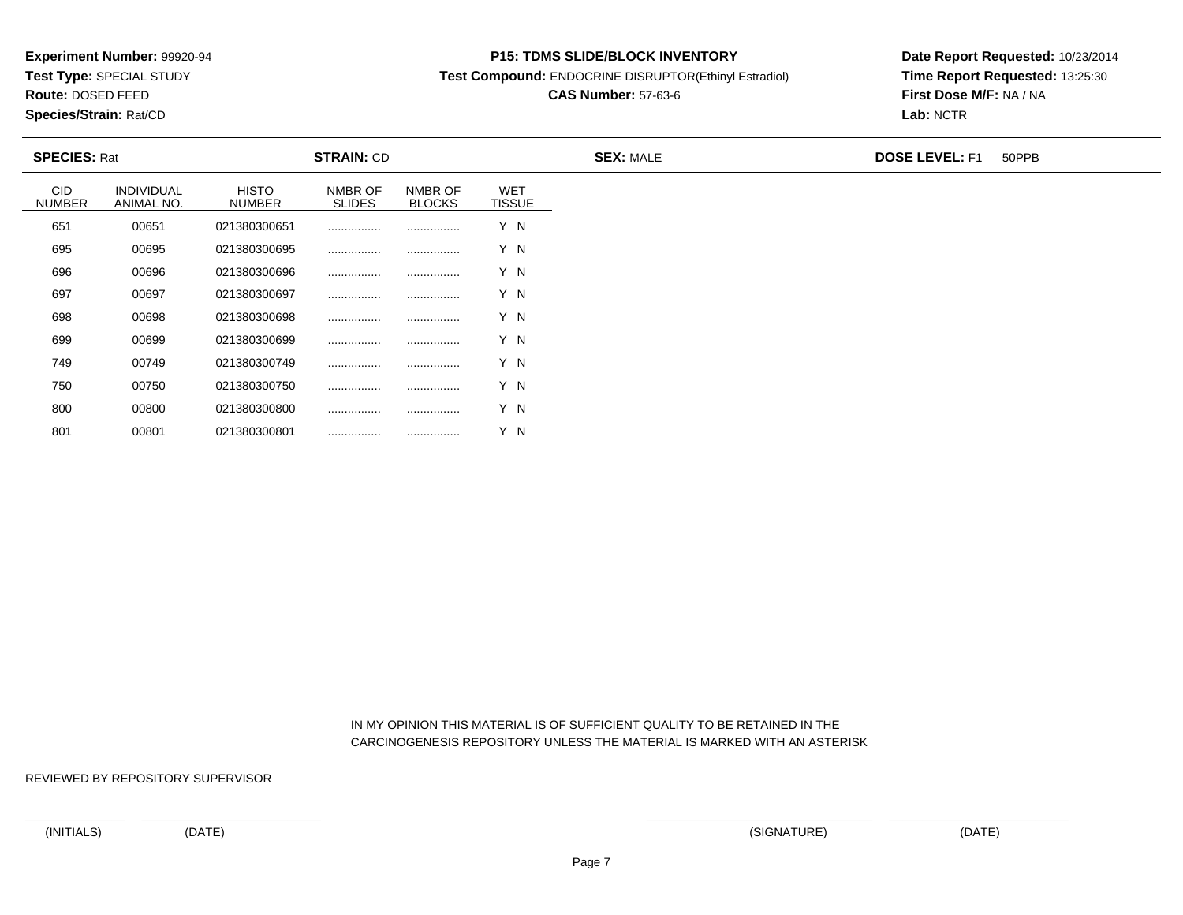**Experiment Number:** 99920-94
**Test Type:** SPECIAL STUDY
**Route:** DOSED FEED
**Species/Strain:** Rat/CD

**P15: TDMS SLIDE/BLOCK INVENTORY**
**Test Compound:** ENDOCRINE DISRUPTOR(Ethinyl Estradiol)
**CAS Number:** 57-63-6

**Date Report Requested:** 10/23/2014
**Time Report Requested:** 13:25:30
**First Dose M/F:** NA / NA
**Lab:** NCTR

**SPECIES:** Rat **STRAIN:** CD **SEX:** MALE **DOSE LEVEL:** F1 50PPB

| CID NUMBER | INDIVIDUAL ANIMAL NO. | HISTO NUMBER | NMBR OF SLIDES | NMBR OF BLOCKS | WET TISSUE |
|---|---|---|---|---|---|
| 651 | 00651 | 021380300651 | ................ | ................ | Y N |
| 695 | 00695 | 021380300695 | ................ | ................ | Y N |
| 696 | 00696 | 021380300696 | ................ | ................ | Y N |
| 697 | 00697 | 021380300697 | ................ | ................ | Y N |
| 698 | 00698 | 021380300698 | ................ | ................ | Y N |
| 699 | 00699 | 021380300699 | ................ | ................ | Y N |
| 749 | 00749 | 021380300749 | ................ | ................ | Y N |
| 750 | 00750 | 021380300750 | ................ | ................ | Y N |
| 800 | 00800 | 021380300800 | ................ | ................ | Y N |
| 801 | 00801 | 021380300801 | ................ | ................ | Y N |

IN MY OPINION THIS MATERIAL IS OF SUFFICIENT QUALITY TO BE RETAINED IN THE CARCINOGENESIS REPOSITORY UNLESS THE MATERIAL IS MARKED WITH AN ASTERISK

REVIEWED BY REPOSITORY SUPERVISOR

(INITIALS) (DATE) (SIGNATURE) (DATE)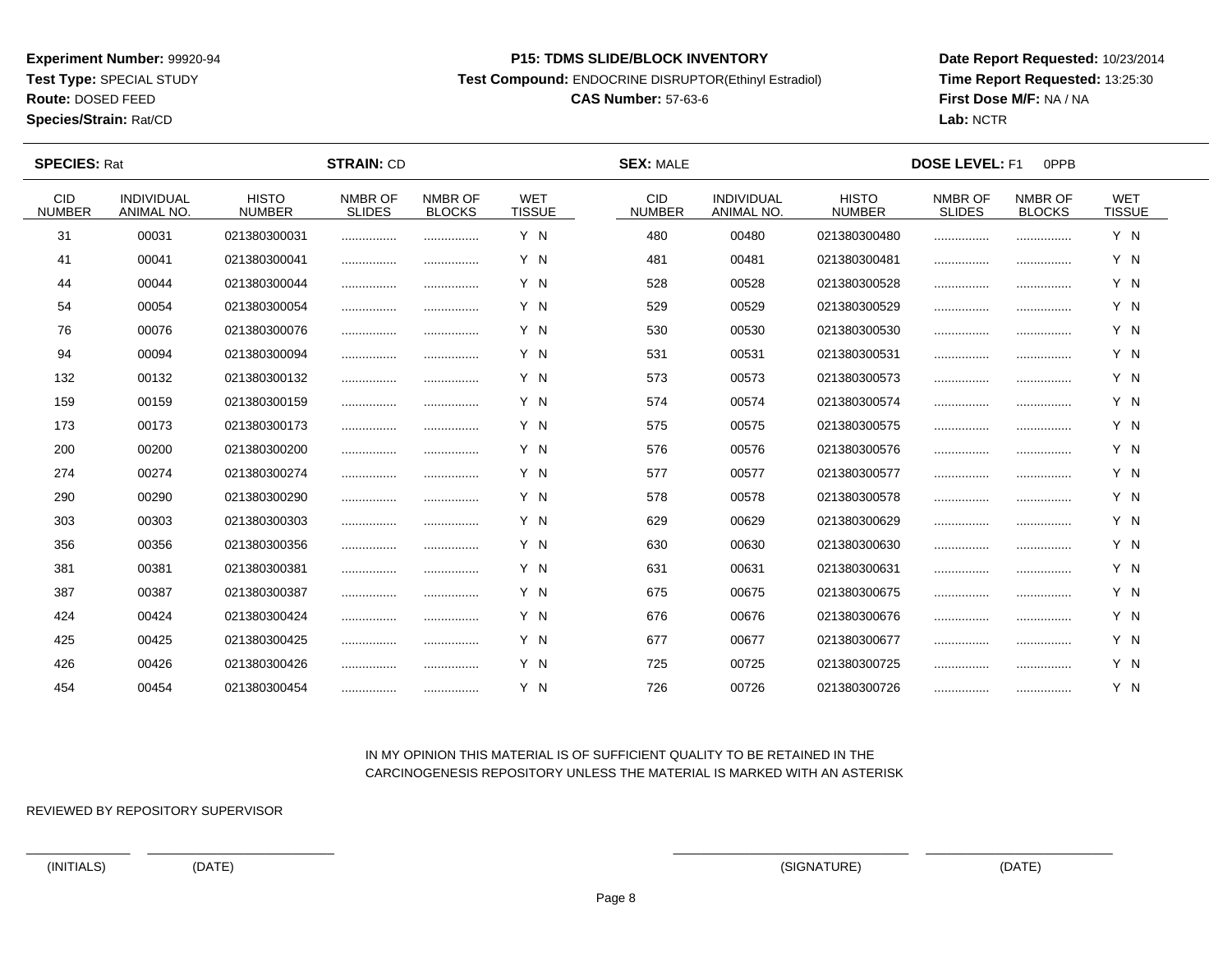**Experiment Number:** 99920-94
**Test Type:** SPECIAL STUDY
**Route:** DOSED FEED
**Species/Strain:** Rat/CD

**P15: TDMS SLIDE/BLOCK INVENTORY**
**Test Compound:** ENDOCRINE DISRUPTOR(Ethinyl Estradiol)
**CAS Number:** 57-63-6

**Date Report Requested:** 10/23/2014
**Time Report Requested:** 13:25:30
**First Dose M/F:** NA / NA
**Lab:** NCTR

**SPECIES:** Rat **STRAIN:** CD **SEX:** MALE **DOSE LEVEL:** F1 0PPB

| CID NUMBER | INDIVIDUAL ANIMAL NO. | HISTO NUMBER | NMBR OF SLIDES | NMBR OF BLOCKS | WET TISSUE | CID NUMBER | INDIVIDUAL ANIMAL NO. | HISTO NUMBER | NMBR OF SLIDES | NMBR OF BLOCKS | WET TISSUE |
|---|---|---|---|---|---|---|---|---|---|---|---|
| 31 | 00031 | 021380300031 | ................ | ................ | Y N | 480 | 00480 | 021380300480 | ................ | ................ | Y N |
| 41 | 00041 | 021380300041 | ................ | ................ | Y N | 481 | 00481 | 021380300481 | ................ | ................ | Y N |
| 44 | 00044 | 021380300044 | ................ | ................ | Y N | 528 | 00528 | 021380300528 | ................ | ................ | Y N |
| 54 | 00054 | 021380300054 | ................ | ................ | Y N | 529 | 00529 | 021380300529 | ................ | ................ | Y N |
| 76 | 00076 | 021380300076 | ................ | ................ | Y N | 530 | 00530 | 021380300530 | ................ | ................ | Y N |
| 94 | 00094 | 021380300094 | ................ | ................ | Y N | 531 | 00531 | 021380300531 | ................ | ................ | Y N |
| 132 | 00132 | 021380300132 | ................ | ................ | Y N | 573 | 00573 | 021380300573 | ................ | ................ | Y N |
| 159 | 00159 | 021380300159 | ................ | ................ | Y N | 574 | 00574 | 021380300574 | ................ | ................ | Y N |
| 173 | 00173 | 021380300173 | ................ | ................ | Y N | 575 | 00575 | 021380300575 | ................ | ................ | Y N |
| 200 | 00200 | 021380300200 | ................ | ................ | Y N | 576 | 00576 | 021380300576 | ................ | ................ | Y N |
| 274 | 00274 | 021380300274 | ................ | ................ | Y N | 577 | 00577 | 021380300577 | ................ | ................ | Y N |
| 290 | 00290 | 021380300290 | ................ | ................ | Y N | 578 | 00578 | 021380300578 | ................ | ................ | Y N |
| 303 | 00303 | 021380300303 | ................ | ................ | Y N | 629 | 00629 | 021380300629 | ................ | ................ | Y N |
| 356 | 00356 | 021380300356 | ................ | ................ | Y N | 630 | 00630 | 021380300630 | ................ | ................ | Y N |
| 381 | 00381 | 021380300381 | ................ | ................ | Y N | 631 | 00631 | 021380300631 | ................ | ................ | Y N |
| 387 | 00387 | 021380300387 | ................ | ................ | Y N | 675 | 00675 | 021380300675 | ................ | ................ | Y N |
| 424 | 00424 | 021380300424 | ................ | ................ | Y N | 676 | 00676 | 021380300676 | ................ | ................ | Y N |
| 425 | 00425 | 021380300425 | ................ | ................ | Y N | 677 | 00677 | 021380300677 | ................ | ................ | Y N |
| 426 | 00426 | 021380300426 | ................ | ................ | Y N | 725 | 00725 | 021380300725 | ................ | ................ | Y N |
| 454 | 00454 | 021380300454 | ................ | ................ | Y N | 726 | 00726 | 021380300726 | ................ | ................ | Y N |

IN MY OPINION THIS MATERIAL IS OF SUFFICIENT QUALITY TO BE RETAINED IN THE CARCINOGENESIS REPOSITORY UNLESS THE MATERIAL IS MARKED WITH AN ASTERISK

REVIEWED BY REPOSITORY SUPERVISOR

(INITIALS) (DATE) (SIGNATURE) (DATE)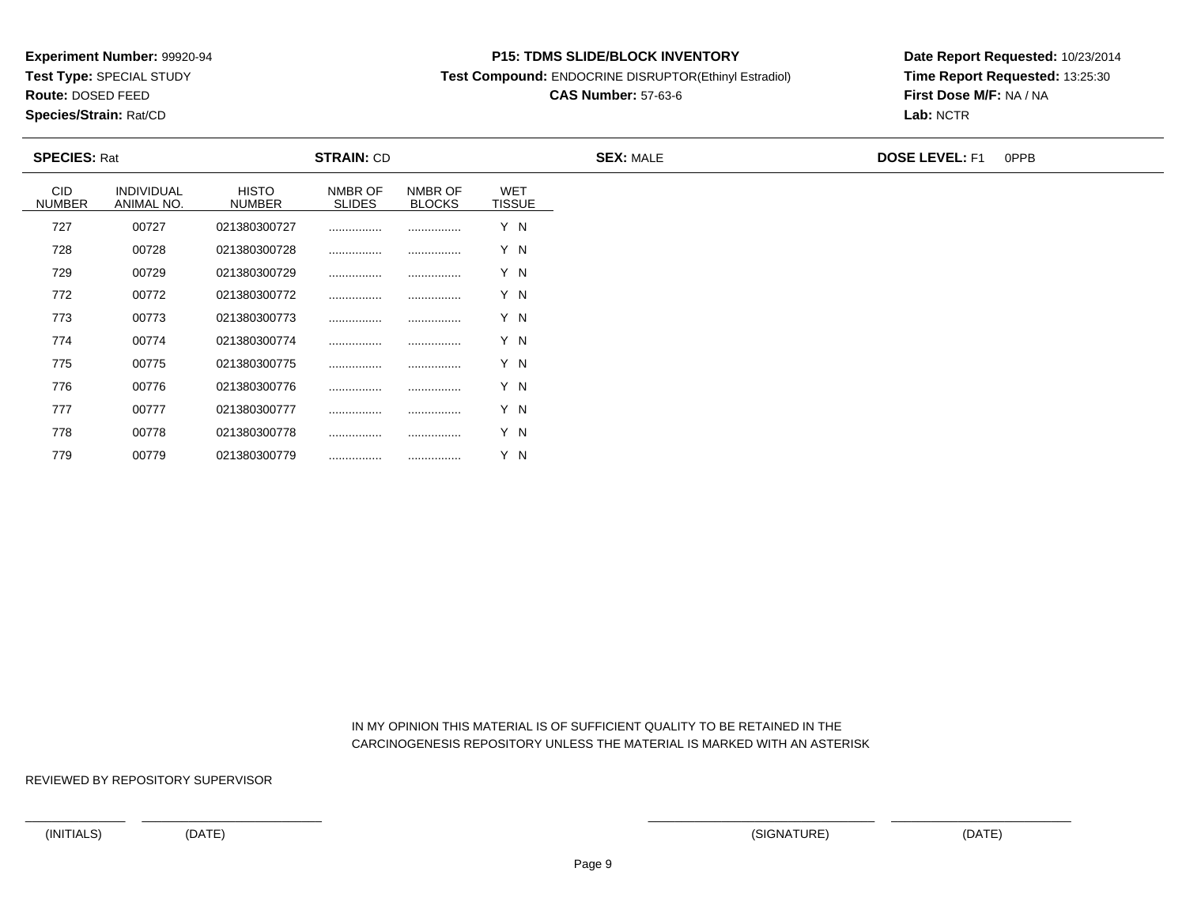**Experiment Number:** 99920-94
**Test Type:** SPECIAL STUDY
**Route:** DOSED FEED
**Species/Strain:** Rat/CD

**P15: TDMS SLIDE/BLOCK INVENTORY**
**Test Compound:** ENDOCRINE DISRUPTOR(Ethinyl Estradiol)
**CAS Number:** 57-63-6

**Date Report Requested:** 10/23/2014
**Time Report Requested:** 13:25:30
**First Dose M/F:** NA / NA
**Lab:** NCTR

**SPECIES:** Rat **STRAIN:** CD **SEX:** MALE **DOSE LEVEL:** F1 0PPB

| CID NUMBER | INDIVIDUAL ANIMAL NO. | HISTO NUMBER | NMBR OF SLIDES | NMBR OF BLOCKS | WET TISSUE |
|---|---|---|---|---|---|
| 727 | 00727 | 021380300727 | ................ | ................ | Y N |
| 728 | 00728 | 021380300728 | ................ | ................ | Y N |
| 729 | 00729 | 021380300729 | ................ | ................ | Y N |
| 772 | 00772 | 021380300772 | ................ | ................ | Y N |
| 773 | 00773 | 021380300773 | ................ | ................ | Y N |
| 774 | 00774 | 021380300774 | ................ | ................ | Y N |
| 775 | 00775 | 021380300775 | ................ | ................ | Y N |
| 776 | 00776 | 021380300776 | ................ | ................ | Y N |
| 777 | 00777 | 021380300777 | ................ | ................ | Y N |
| 778 | 00778 | 021380300778 | ................ | ................ | Y N |
| 779 | 00779 | 021380300779 | ................ | ................ | Y N |

IN MY OPINION THIS MATERIAL IS OF SUFFICIENT QUALITY TO BE RETAINED IN THE CARCINOGENESIS REPOSITORY UNLESS THE MATERIAL IS MARKED WITH AN ASTERISK

REVIEWED BY REPOSITORY SUPERVISOR

(INITIALS) (DATE) (SIGNATURE) (DATE)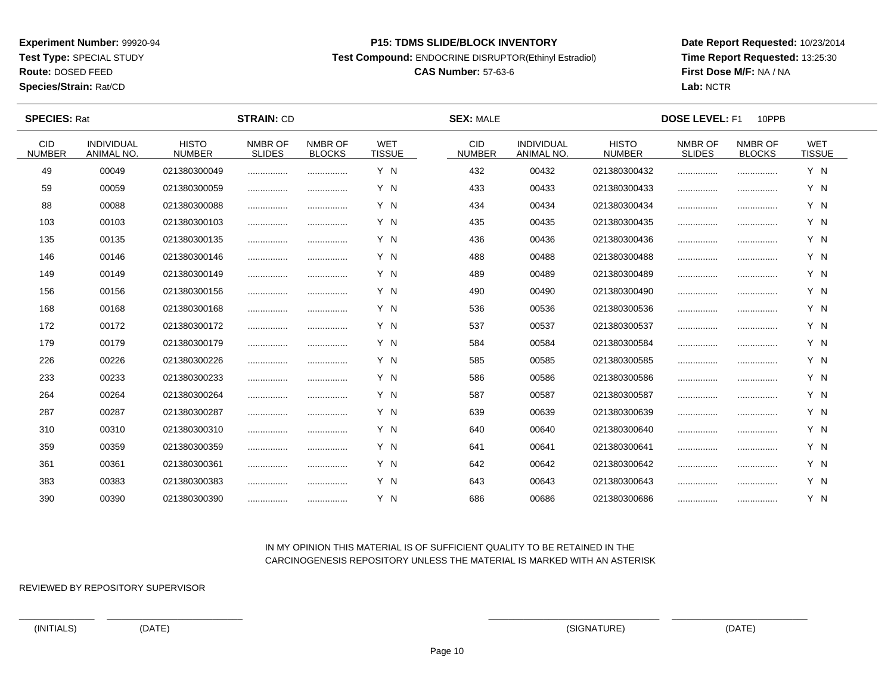**Experiment Number:** 99920-94
**Test Type:** SPECIAL STUDY
**Route:** DOSED FEED
**Species/Strain:** Rat/CD

**P15: TDMS SLIDE/BLOCK INVENTORY**
**Test Compound:** ENDOCRINE DISRUPTOR(Ethinyl Estradiol)
**CAS Number:** 57-63-6

**Date Report Requested:** 10/23/2014
**Time Report Requested:** 13:25:30
**First Dose M/F:** NA / NA
**Lab:** NCTR

**SPECIES:** Rat **STRAIN:** CD **SEX:** MALE **DOSE LEVEL:** F1 10PPB

| CID NUMBER | INDIVIDUAL ANIMAL NO. | HISTO NUMBER | NMBR OF SLIDES | NMBR OF BLOCKS | WET TISSUE | CID NUMBER | INDIVIDUAL ANIMAL NO. | HISTO NUMBER | NMBR OF SLIDES | NMBR OF BLOCKS | WET TISSUE |
|---|---|---|---|---|---|---|---|---|---|---|---|
| 49 | 00049 | 021380300049 | ................ | ................ | Y N | 432 | 00432 | 021380300432 | ................ | ................ | Y N |
| 59 | 00059 | 021380300059 | ................ | ................ | Y N | 433 | 00433 | 021380300433 | ................ | ................ | Y N |
| 88 | 00088 | 021380300088 | ................ | ................ | Y N | 434 | 00434 | 021380300434 | ................ | ................ | Y N |
| 103 | 00103 | 021380300103 | ................ | ................ | Y N | 435 | 00435 | 021380300435 | ................ | ................ | Y N |
| 135 | 00135 | 021380300135 | ................ | ................ | Y N | 436 | 00436 | 021380300436 | ................ | ................ | Y N |
| 146 | 00146 | 021380300146 | ................ | ................ | Y N | 488 | 00488 | 021380300488 | ................ | ................ | Y N |
| 149 | 00149 | 021380300149 | ................ | ................ | Y N | 489 | 00489 | 021380300489 | ................ | ................ | Y N |
| 156 | 00156 | 021380300156 | ................ | ................ | Y N | 490 | 00490 | 021380300490 | ................ | ................ | Y N |
| 168 | 00168 | 021380300168 | ................ | ................ | Y N | 536 | 00536 | 021380300536 | ................ | ................ | Y N |
| 172 | 00172 | 021380300172 | ................ | ................ | Y N | 537 | 00537 | 021380300537 | ................ | ................ | Y N |
| 179 | 00179 | 021380300179 | ................ | ................ | Y N | 584 | 00584 | 021380300584 | ................ | ................ | Y N |
| 226 | 00226 | 021380300226 | ................ | ................ | Y N | 585 | 00585 | 021380300585 | ................ | ................ | Y N |
| 233 | 00233 | 021380300233 | ................ | ................ | Y N | 586 | 00586 | 021380300586 | ................ | ................ | Y N |
| 264 | 00264 | 021380300264 | ................ | ................ | Y N | 587 | 00587 | 021380300587 | ................ | ................ | Y N |
| 287 | 00287 | 021380300287 | ................ | ................ | Y N | 639 | 00639 | 021380300639 | ................ | ................ | Y N |
| 310 | 00310 | 021380300310 | ................ | ................ | Y N | 640 | 00640 | 021380300640 | ................ | ................ | Y N |
| 359 | 00359 | 021380300359 | ................ | ................ | Y N | 641 | 00641 | 021380300641 | ................ | ................ | Y N |
| 361 | 00361 | 021380300361 | ................ | ................ | Y N | 642 | 00642 | 021380300642 | ................ | ................ | Y N |
| 383 | 00383 | 021380300383 | ................ | ................ | Y N | 643 | 00643 | 021380300643 | ................ | ................ | Y N |
| 390 | 00390 | 021380300390 | ................ | ................ | Y N | 686 | 00686 | 021380300686 | ................ | ................ | Y N |

IN MY OPINION THIS MATERIAL IS OF SUFFICIENT QUALITY TO BE RETAINED IN THE CARCINOGENESIS REPOSITORY UNLESS THE MATERIAL IS MARKED WITH AN ASTERISK

REVIEWED BY REPOSITORY SUPERVISOR

(INITIALS) (DATE) (SIGNATURE) (DATE)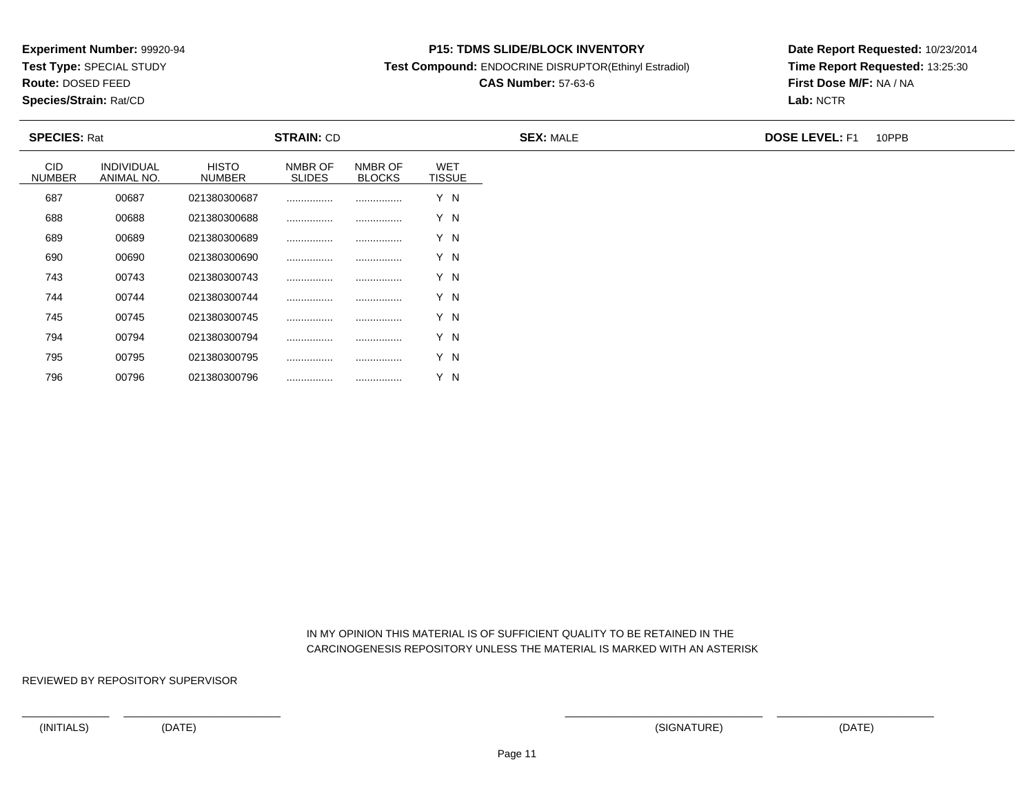**Experiment Number:** 99920-94
**Test Type:** SPECIAL STUDY
**Route:** DOSED FEED
**Species/Strain:** Rat/CD

**P15: TDMS SLIDE/BLOCK INVENTORY**
**Test Compound:** ENDOCRINE DISRUPTOR(Ethinyl Estradiol)
**CAS Number:** 57-63-6

**Date Report Requested:** 10/23/2014
**Time Report Requested:** 13:25:30
**First Dose M/F:** NA / NA
**Lab:** NCTR

**SPECIES:** Rat **STRAIN:** CD **SEX:** MALE **DOSE LEVEL:** F1 10PPB

| CID NUMBER | INDIVIDUAL ANIMAL NO. | HISTO NUMBER | NMBR OF SLIDES | NMBR OF BLOCKS | WET TISSUE |
|---|---|---|---|---|---|
| 687 | 00687 | 021380300687 | ................ | ................ | Y N |
| 688 | 00688 | 021380300688 | ................ | ................ | Y N |
| 689 | 00689 | 021380300689 | ................ | ................ | Y N |
| 690 | 00690 | 021380300690 | ................ | ................ | Y N |
| 743 | 00743 | 021380300743 | ................ | ................ | Y N |
| 744 | 00744 | 021380300744 | ................ | ................ | Y N |
| 745 | 00745 | 021380300745 | ................ | ................ | Y N |
| 794 | 00794 | 021380300794 | ................ | ................ | Y N |
| 795 | 00795 | 021380300795 | ................ | ................ | Y N |
| 796 | 00796 | 021380300796 | ................ | ................ | Y N |

IN MY OPINION THIS MATERIAL IS OF SUFFICIENT QUALITY TO BE RETAINED IN THE CARCINOGENESIS REPOSITORY UNLESS THE MATERIAL IS MARKED WITH AN ASTERISK

REVIEWED BY REPOSITORY SUPERVISOR

(INITIALS) (DATE) (SIGNATURE) (DATE)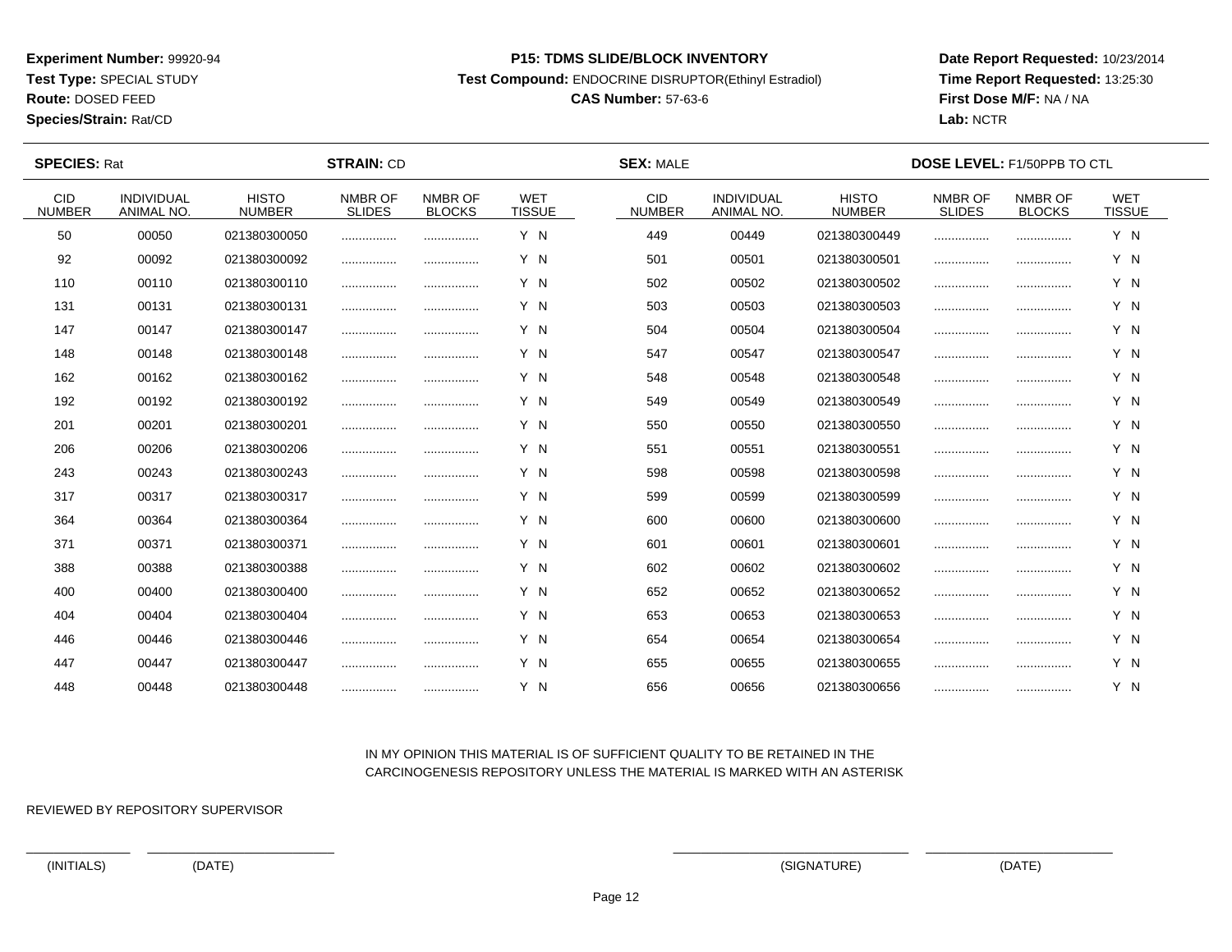**Experiment Number:** 99920-94
**Test Type:** SPECIAL STUDY
**Route:** DOSED FEED
**Species/Strain:** Rat/CD

**P15: TDMS SLIDE/BLOCK INVENTORY**
**Test Compound:** ENDOCRINE DISRUPTOR(Ethinyl Estradiol)
**CAS Number:** 57-63-6

**Date Report Requested:** 10/23/2014
**Time Report Requested:** 13:25:30
**First Dose M/F:** NA / NA
**Lab:** NCTR

**SPECIES:** Rat **STRAIN:** CD **SEX:** MALE **DOSE LEVEL:** F1/50PPB TO CTL

| CID NUMBER | INDIVIDUAL ANIMAL NO. | HISTO NUMBER | NMBR OF SLIDES | NMBR OF BLOCKS | WET TISSUE | CID NUMBER | INDIVIDUAL ANIMAL NO. | HISTO NUMBER | NMBR OF SLIDES | NMBR OF BLOCKS | WET TISSUE |
|---|---|---|---|---|---|---|---|---|---|---|---|
| 50 | 00050 | 021380300050 | ................ | ................ | Y N | 449 | 00449 | 021380300449 | ................ | ................ | Y N |
| 92 | 00092 | 021380300092 | ................ | ................ | Y N | 501 | 00501 | 021380300501 | ................ | ................ | Y N |
| 110 | 00110 | 021380300110 | ................ | ................ | Y N | 502 | 00502 | 021380300502 | ................ | ................ | Y N |
| 131 | 00131 | 021380300131 | ................ | ................ | Y N | 503 | 00503 | 021380300503 | ................ | ................ | Y N |
| 147 | 00147 | 021380300147 | ................ | ................ | Y N | 504 | 00504 | 021380300504 | ................ | ................ | Y N |
| 148 | 00148 | 021380300148 | ................ | ................ | Y N | 547 | 00547 | 021380300547 | ................ | ................ | Y N |
| 162 | 00162 | 021380300162 | ................ | ................ | Y N | 548 | 00548 | 021380300548 | ................ | ................ | Y N |
| 192 | 00192 | 021380300192 | ................ | ................ | Y N | 549 | 00549 | 021380300549 | ................ | ................ | Y N |
| 201 | 00201 | 021380300201 | ................ | ................ | Y N | 550 | 00550 | 021380300550 | ................ | ................ | Y N |
| 206 | 00206 | 021380300206 | ................ | ................ | Y N | 551 | 00551 | 021380300551 | ................ | ................ | Y N |
| 243 | 00243 | 021380300243 | ................ | ................ | Y N | 598 | 00598 | 021380300598 | ................ | ................ | Y N |
| 317 | 00317 | 021380300317 | ................ | ................ | Y N | 599 | 00599 | 021380300599 | ................ | ................ | Y N |
| 364 | 00364 | 021380300364 | ................ | ................ | Y N | 600 | 00600 | 021380300600 | ................ | ................ | Y N |
| 371 | 00371 | 021380300371 | ................ | ................ | Y N | 601 | 00601 | 021380300601 | ................ | ................ | Y N |
| 388 | 00388 | 021380300388 | ................ | ................ | Y N | 602 | 00602 | 021380300602 | ................ | ................ | Y N |
| 400 | 00400 | 021380300400 | ................ | ................ | Y N | 652 | 00652 | 021380300652 | ................ | ................ | Y N |
| 404 | 00404 | 021380300404 | ................ | ................ | Y N | 653 | 00653 | 021380300653 | ................ | ................ | Y N |
| 446 | 00446 | 021380300446 | ................ | ................ | Y N | 654 | 00654 | 021380300654 | ................ | ................ | Y N |
| 447 | 00447 | 021380300447 | ................ | ................ | Y N | 655 | 00655 | 021380300655 | ................ | ................ | Y N |
| 448 | 00448 | 021380300448 | ................ | ................ | Y N | 656 | 00656 | 021380300656 | ................ | ................ | Y N |

IN MY OPINION THIS MATERIAL IS OF SUFFICIENT QUALITY TO BE RETAINED IN THE CARCINOGENESIS REPOSITORY UNLESS THE MATERIAL IS MARKED WITH AN ASTERISK

REVIEWED BY REPOSITORY SUPERVISOR

(INITIALS) (DATE) (SIGNATURE) (DATE)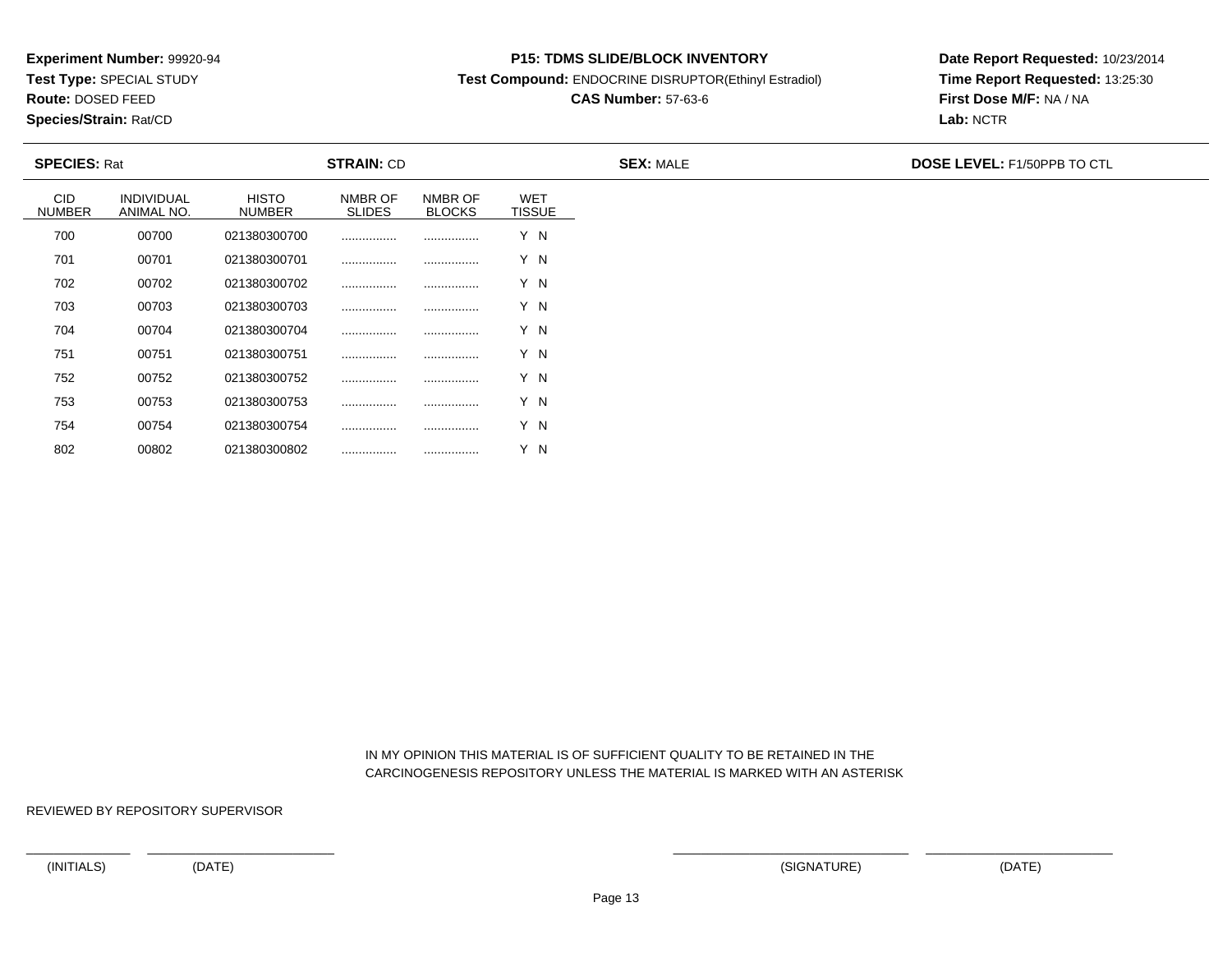**Experiment Number:** 99920-94
**Test Type:** SPECIAL STUDY
**Route:** DOSED FEED
**Species/Strain:** Rat/CD

**P15: TDMS SLIDE/BLOCK INVENTORY**
**Test Compound:** ENDOCRINE DISRUPTOR(Ethinyl Estradiol)
**CAS Number:** 57-63-6

**Date Report Requested:** 10/23/2014
**Time Report Requested:** 13:25:30
**First Dose M/F:** NA / NA
**Lab:** NCTR

**SPECIES:** Rat **STRAIN:** CD **SEX:** MALE **DOSE LEVEL:** F1/50PPB TO CTL

| CID NUMBER | INDIVIDUAL ANIMAL NO. | HISTO NUMBER | NMBR OF SLIDES | NMBR OF BLOCKS | WET TISSUE |
|---|---|---|---|---|---|
| 700 | 00700 | 021380300700 | ................ | ................ | Y N |
| 701 | 00701 | 021380300701 | ................ | ................ | Y N |
| 702 | 00702 | 021380300702 | ................ | ................ | Y N |
| 703 | 00703 | 021380300703 | ................ | ................ | Y N |
| 704 | 00704 | 021380300704 | ................ | ................ | Y N |
| 751 | 00751 | 021380300751 | ................ | ................ | Y N |
| 752 | 00752 | 021380300752 | ................ | ................ | Y N |
| 753 | 00753 | 021380300753 | ................ | ................ | Y N |
| 754 | 00754 | 021380300754 | ................ | ................ | Y N |
| 802 | 00802 | 021380300802 | ................ | ................ | Y N |

IN MY OPINION THIS MATERIAL IS OF SUFFICIENT QUALITY TO BE RETAINED IN THE CARCINOGENESIS REPOSITORY UNLESS THE MATERIAL IS MARKED WITH AN ASTERISK

REVIEWED BY REPOSITORY SUPERVISOR

(INITIALS) (DATE) (SIGNATURE) (DATE)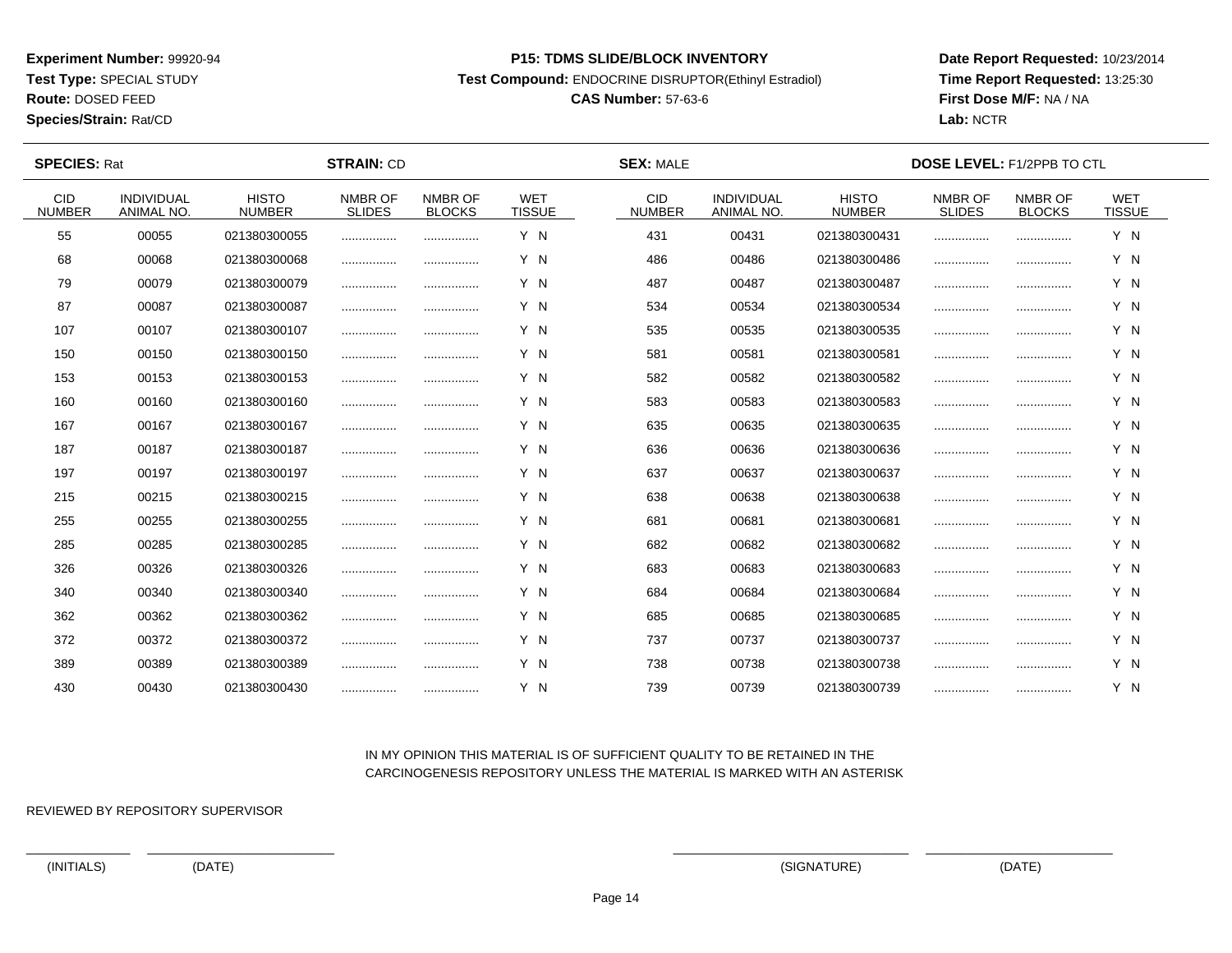**Experiment Number:** 99920-94
**Test Type:** SPECIAL STUDY
**Route:** DOSED FEED
**Species/Strain:** Rat/CD

**P15: TDMS SLIDE/BLOCK INVENTORY**
**Test Compound:** ENDOCRINE DISRUPTOR(Ethinyl Estradiol)
**CAS Number:** 57-63-6

**Date Report Requested:** 10/23/2014
**Time Report Requested:** 13:25:30
**First Dose M/F:** NA / NA
**Lab:** NCTR

**SPECIES:** Rat **STRAIN:** CD **SEX:** MALE **DOSE LEVEL:** F1/2PPB TO CTL

| CID NUMBER | INDIVIDUAL ANIMAL NO. | HISTO NUMBER | NMBR OF SLIDES | NMBR OF BLOCKS | WET TISSUE | CID NUMBER | INDIVIDUAL ANIMAL NO. | HISTO NUMBER | NMBR OF SLIDES | NMBR OF BLOCKS | WET TISSUE |
|---|---|---|---|---|---|---|---|---|---|---|---|
| 55 | 00055 | 021380300055 | ................ | ................ | Y N | 431 | 00431 | 021380300431 | ................ | ................ | Y N |
| 68 | 00068 | 021380300068 | ................ | ................ | Y N | 486 | 00486 | 021380300486 | ................ | ................ | Y N |
| 79 | 00079 | 021380300079 | ................ | ................ | Y N | 487 | 00487 | 021380300487 | ................ | ................ | Y N |
| 87 | 00087 | 021380300087 | ................ | ................ | Y N | 534 | 00534 | 021380300534 | ................ | ................ | Y N |
| 107 | 00107 | 021380300107 | ................ | ................ | Y N | 535 | 00535 | 021380300535 | ................ | ................ | Y N |
| 150 | 00150 | 021380300150 | ................ | ................ | Y N | 581 | 00581 | 021380300581 | ................ | ................ | Y N |
| 153 | 00153 | 021380300153 | ................ | ................ | Y N | 582 | 00582 | 021380300582 | ................ | ................ | Y N |
| 160 | 00160 | 021380300160 | ................ | ................ | Y N | 583 | 00583 | 021380300583 | ................ | ................ | Y N |
| 167 | 00167 | 021380300167 | ................ | ................ | Y N | 635 | 00635 | 021380300635 | ................ | ................ | Y N |
| 187 | 00187 | 021380300187 | ................ | ................ | Y N | 636 | 00636 | 021380300636 | ................ | ................ | Y N |
| 197 | 00197 | 021380300197 | ................ | ................ | Y N | 637 | 00637 | 021380300637 | ................ | ................ | Y N |
| 215 | 00215 | 021380300215 | ................ | ................ | Y N | 638 | 00638 | 021380300638 | ................ | ................ | Y N |
| 255 | 00255 | 021380300255 | ................ | ................ | Y N | 681 | 00681 | 021380300681 | ................ | ................ | Y N |
| 285 | 00285 | 021380300285 | ................ | ................ | Y N | 682 | 00682 | 021380300682 | ................ | ................ | Y N |
| 326 | 00326 | 021380300326 | ................ | ................ | Y N | 683 | 00683 | 021380300683 | ................ | ................ | Y N |
| 340 | 00340 | 021380300340 | ................ | ................ | Y N | 684 | 00684 | 021380300684 | ................ | ................ | Y N |
| 362 | 00362 | 021380300362 | ................ | ................ | Y N | 685 | 00685 | 021380300685 | ................ | ................ | Y N |
| 372 | 00372 | 021380300372 | ................ | ................ | Y N | 737 | 00737 | 021380300737 | ................ | ................ | Y N |
| 389 | 00389 | 021380300389 | ................ | ................ | Y N | 738 | 00738 | 021380300738 | ................ | ................ | Y N |
| 430 | 00430 | 021380300430 | ................ | ................ | Y N | 739 | 00739 | 021380300739 | ................ | ................ | Y N |

IN MY OPINION THIS MATERIAL IS OF SUFFICIENT QUALITY TO BE RETAINED IN THE CARCINOGENESIS REPOSITORY UNLESS THE MATERIAL IS MARKED WITH AN ASTERISK

REVIEWED BY REPOSITORY SUPERVISOR

(INITIALS) (DATE) (SIGNATURE) (DATE)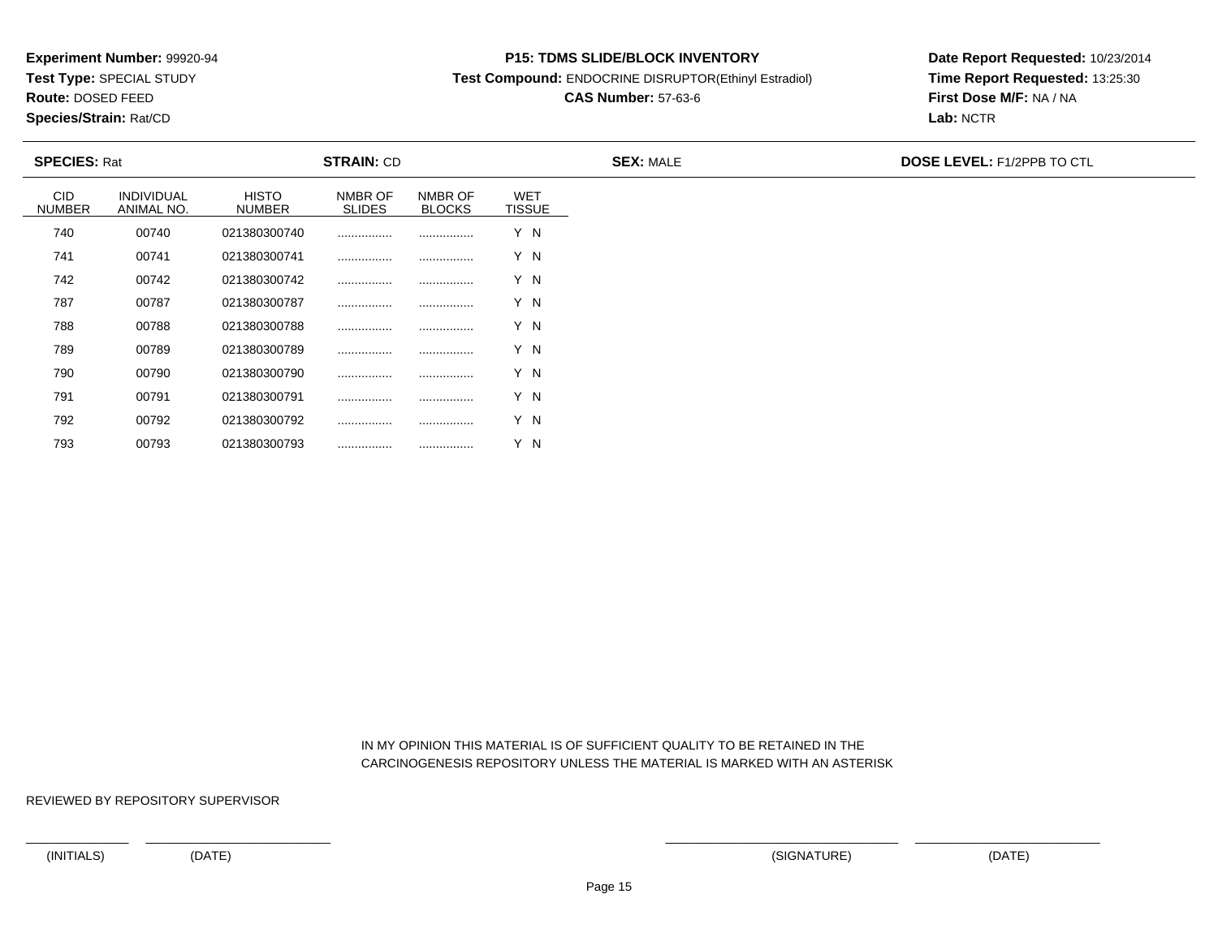**Experiment Number:** 99920-94
**Test Type:** SPECIAL STUDY
**Route:** DOSED FEED
**Species/Strain:** Rat/CD

**P15: TDMS SLIDE/BLOCK INVENTORY**
**Test Compound:** ENDOCRINE DISRUPTOR(Ethinyl Estradiol)
**CAS Number:** 57-63-6

**Date Report Requested:** 10/23/2014
**Time Report Requested:** 13:25:30
**First Dose M/F:** NA / NA
**Lab:** NCTR

**SPECIES:** Rat | **STRAIN:** CD | **SEX:** MALE | **DOSE LEVEL:** F1/2PPB TO CTL

| CID NUMBER | INDIVIDUAL ANIMAL NO. | HISTO NUMBER | NMBR OF SLIDES | NMBR OF BLOCKS | WET TISSUE |
|---|---|---|---|---|---|
| 740 | 00740 | 021380300740 | ................ | ................ | Y N |
| 741 | 00741 | 021380300741 | ................ | ................ | Y N |
| 742 | 00742 | 021380300742 | ................ | ................ | Y N |
| 787 | 00787 | 021380300787 | ................ | ................ | Y N |
| 788 | 00788 | 021380300788 | ................ | ................ | Y N |
| 789 | 00789 | 021380300789 | ................ | ................ | Y N |
| 790 | 00790 | 021380300790 | ................ | ................ | Y N |
| 791 | 00791 | 021380300791 | ................ | ................ | Y N |
| 792 | 00792 | 021380300792 | ................ | ................ | Y N |
| 793 | 00793 | 021380300793 | ................ | ................ | Y N |

IN MY OPINION THIS MATERIAL IS OF SUFFICIENT QUALITY TO BE RETAINED IN THE CARCINOGENESIS REPOSITORY UNLESS THE MATERIAL IS MARKED WITH AN ASTERISK

REVIEWED BY REPOSITORY SUPERVISOR

(INITIALS) (DATE) (SIGNATURE) (DATE)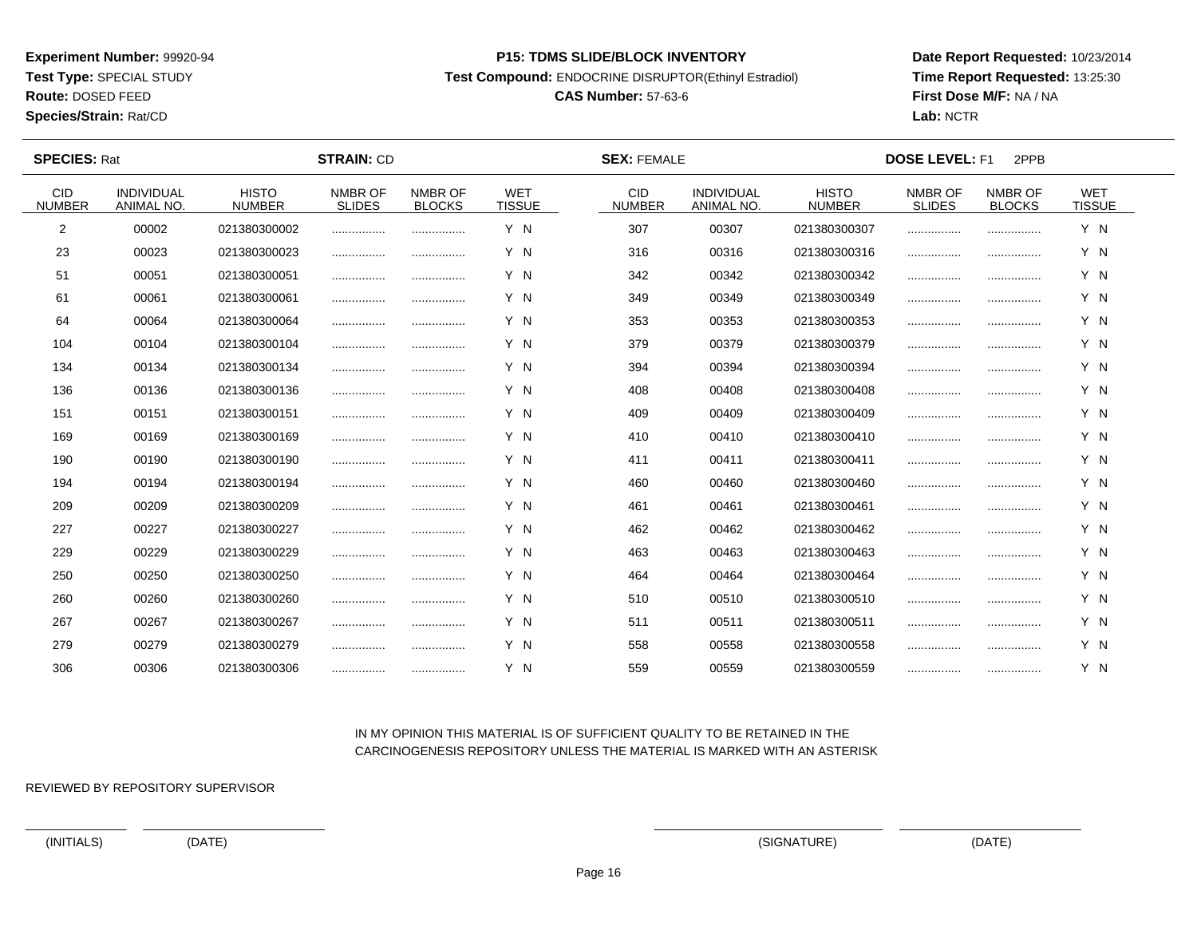**Experiment Number:** 99920-94
**Test Type:** SPECIAL STUDY
**Route:** DOSED FEED
**Species/Strain:** Rat/CD

**P15: TDMS SLIDE/BLOCK INVENTORY**
**Test Compound:** ENDOCRINE DISRUPTOR(Ethinyl Estradiol)
**CAS Number:** 57-63-6

**Date Report Requested:** 10/23/2014
**Time Report Requested:** 13:25:30
**First Dose M/F:** NA / NA
**Lab:** NCTR

**SPECIES:** Rat **STRAIN:** CD **SEX:** FEMALE **DOSE LEVEL:** F1 2PPB

| CID NUMBER | INDIVIDUAL ANIMAL NO. | HISTO NUMBER | NMBR OF SLIDES | NMBR OF BLOCKS | WET TISSUE | CID NUMBER | INDIVIDUAL ANIMAL NO. | HISTO NUMBER | NMBR OF SLIDES | NMBR OF BLOCKS | WET TISSUE |
|---|---|---|---|---|---|---|---|---|---|---|---|
| 2 | 00002 | 021380300002 | ................ | ................ | Y N | 307 | 00307 | 021380300307 | ................ | ................ | Y N |
| 23 | 00023 | 021380300023 | ................ | ................ | Y N | 316 | 00316 | 021380300316 | ................ | ................ | Y N |
| 51 | 00051 | 021380300051 | ................ | ................ | Y N | 342 | 00342 | 021380300342 | ................ | ................ | Y N |
| 61 | 00061 | 021380300061 | ................ | ................ | Y N | 349 | 00349 | 021380300349 | ................ | ................ | Y N |
| 64 | 00064 | 021380300064 | ................ | ................ | Y N | 353 | 00353 | 021380300353 | ................ | ................ | Y N |
| 104 | 00104 | 021380300104 | ................ | ................ | Y N | 379 | 00379 | 021380300379 | ................ | ................ | Y N |
| 134 | 00134 | 021380300134 | ................ | ................ | Y N | 394 | 00394 | 021380300394 | ................ | ................ | Y N |
| 136 | 00136 | 021380300136 | ................ | ................ | Y N | 408 | 00408 | 021380300408 | ................ | ................ | Y N |
| 151 | 00151 | 021380300151 | ................ | ................ | Y N | 409 | 00409 | 021380300409 | ................ | ................ | Y N |
| 169 | 00169 | 021380300169 | ................ | ................ | Y N | 410 | 00410 | 021380300410 | ................ | ................ | Y N |
| 190 | 00190 | 021380300190 | ................ | ................ | Y N | 411 | 00411 | 021380300411 | ................ | ................ | Y N |
| 194 | 00194 | 021380300194 | ................ | ................ | Y N | 460 | 00460 | 021380300460 | ................ | ................ | Y N |
| 209 | 00209 | 021380300209 | ................ | ................ | Y N | 461 | 00461 | 021380300461 | ................ | ................ | Y N |
| 227 | 00227 | 021380300227 | ................ | ................ | Y N | 462 | 00462 | 021380300462 | ................ | ................ | Y N |
| 229 | 00229 | 021380300229 | ................ | ................ | Y N | 463 | 00463 | 021380300463 | ................ | ................ | Y N |
| 250 | 00250 | 021380300250 | ................ | ................ | Y N | 464 | 00464 | 021380300464 | ................ | ................ | Y N |
| 260 | 00260 | 021380300260 | ................ | ................ | Y N | 510 | 00510 | 021380300510 | ................ | ................ | Y N |
| 267 | 00267 | 021380300267 | ................ | ................ | Y N | 511 | 00511 | 021380300511 | ................ | ................ | Y N |
| 279 | 00279 | 021380300279 | ................ | ................ | Y N | 558 | 00558 | 021380300558 | ................ | ................ | Y N |
| 306 | 00306 | 021380300306 | ................ | ................ | Y N | 559 | 00559 | 021380300559 | ................ | ................ | Y N |

IN MY OPINION THIS MATERIAL IS OF SUFFICIENT QUALITY TO BE RETAINED IN THE CARCINOGENESIS REPOSITORY UNLESS THE MATERIAL IS MARKED WITH AN ASTERISK

REVIEWED BY REPOSITORY SUPERVISOR

(INITIALS) (DATE) (SIGNATURE) (DATE)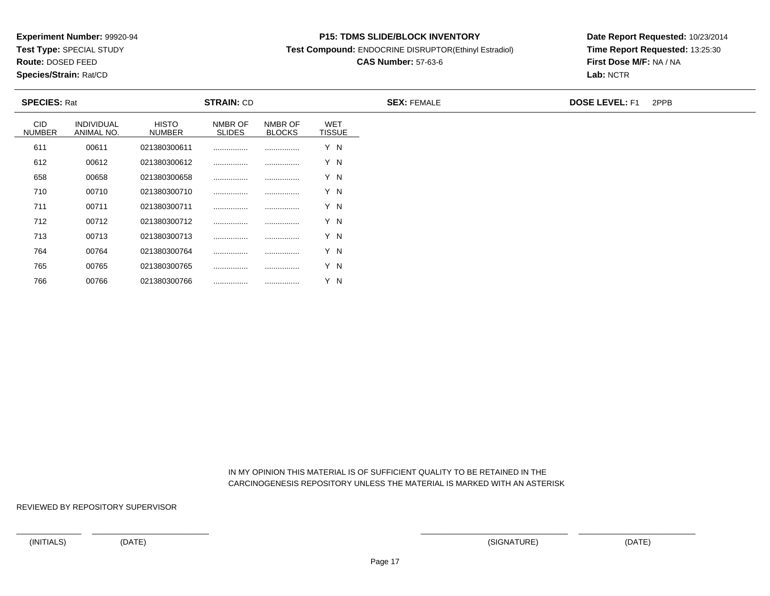**Experiment Number:** 99920-94
**Test Type:** SPECIAL STUDY
**Route:** DOSED FEED
**Species/Strain:** Rat/CD

**P15: TDMS SLIDE/BLOCK INVENTORY**
**Test Compound:** ENDOCRINE DISRUPTOR(Ethinyl Estradiol)
**CAS Number:** 57-63-6

**Date Report Requested:** 10/23/2014
**Time Report Requested:** 13:25:30
**First Dose M/F:** NA / NA
**Lab:** NCTR

**SPECIES:** Rat **STRAIN:** CD **SEX:** FEMALE **DOSE LEVEL:** F1 2PPB

| CID NUMBER | INDIVIDUAL ANIMAL NO. | HISTO NUMBER | NMBR OF SLIDES | NMBR OF BLOCKS | WET TISSUE |
|---|---|---|---|---|---|
| 611 | 00611 | 021380300611 | ................ | ................ | Y N |
| 612 | 00612 | 021380300612 | ................ | ................ | Y N |
| 658 | 00658 | 021380300658 | ................ | ................ | Y N |
| 710 | 00710 | 021380300710 | ................ | ................ | Y N |
| 711 | 00711 | 021380300711 | ................ | ................ | Y N |
| 712 | 00712 | 021380300712 | ................ | ................ | Y N |
| 713 | 00713 | 021380300713 | ................ | ................ | Y N |
| 764 | 00764 | 021380300764 | ................ | ................ | Y N |
| 765 | 00765 | 021380300765 | ................ | ................ | Y N |
| 766 | 00766 | 021380300766 | ................ | ................ | Y N |

IN MY OPINION THIS MATERIAL IS OF SUFFICIENT QUALITY TO BE RETAINED IN THE CARCINOGENESIS REPOSITORY UNLESS THE MATERIAL IS MARKED WITH AN ASTERISK

REVIEWED BY REPOSITORY SUPERVISOR

(INITIALS) (DATE) (SIGNATURE) (DATE)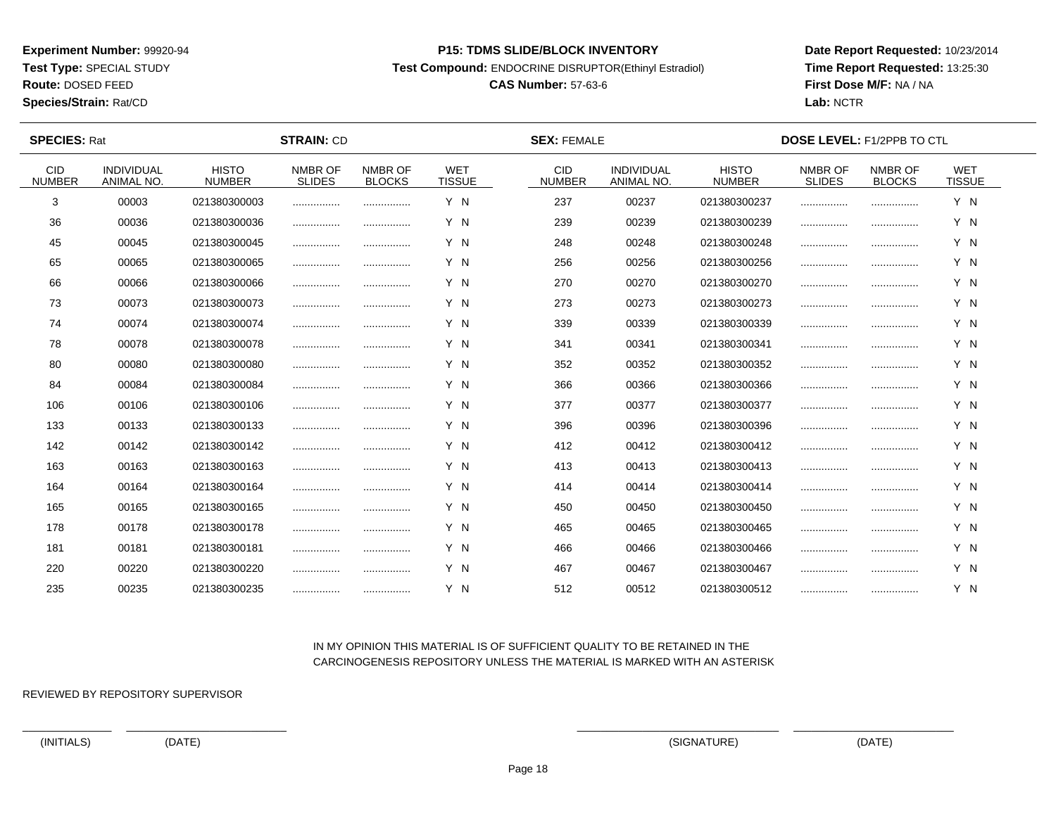**Experiment Number:** 99920-94
**Test Type:** SPECIAL STUDY
**Route:** DOSED FEED
**Species/Strain:** Rat/CD

**P15: TDMS SLIDE/BLOCK INVENTORY**
**Test Compound:** ENDOCRINE DISRUPTOR(Ethinyl Estradiol)
**CAS Number:** 57-63-6

**Date Report Requested:** 10/23/2014
**Time Report Requested:** 13:25:30
**First Dose M/F:** NA / NA
**Lab:** NCTR

**SPECIES:** Rat | **STRAIN:** CD | **SEX:** FEMALE | **DOSE LEVEL:** F1/2PPB TO CTL

| CID NUMBER | INDIVIDUAL ANIMAL NO. | HISTO NUMBER | NMBR OF SLIDES | NMBR OF BLOCKS | WET TISSUE | CID NUMBER | INDIVIDUAL ANIMAL NO. | HISTO NUMBER | NMBR OF SLIDES | NMBR OF BLOCKS | WET TISSUE |
|---|---|---|---|---|---|---|---|---|---|---|---|
| 3 | 00003 | 021380300003 | ................ | ................ | Y N | 237 | 00237 | 021380300237 | ................ | ................ | Y N |
| 36 | 00036 | 021380300036 | ................ | ................ | Y N | 239 | 00239 | 021380300239 | ................ | ................ | Y N |
| 45 | 00045 | 021380300045 | ................ | ................ | Y N | 248 | 00248 | 021380300248 | ................ | ................ | Y N |
| 65 | 00065 | 021380300065 | ................ | ................ | Y N | 256 | 00256 | 021380300256 | ................ | ................ | Y N |
| 66 | 00066 | 021380300066 | ................ | ................ | Y N | 270 | 00270 | 021380300270 | ................ | ................ | Y N |
| 73 | 00073 | 021380300073 | ................ | ................ | Y N | 273 | 00273 | 021380300273 | ................ | ................ | Y N |
| 74 | 00074 | 021380300074 | ................ | ................ | Y N | 339 | 00339 | 021380300339 | ................ | ................ | Y N |
| 78 | 00078 | 021380300078 | ................ | ................ | Y N | 341 | 00341 | 021380300341 | ................ | ................ | Y N |
| 80 | 00080 | 021380300080 | ................ | ................ | Y N | 352 | 00352 | 021380300352 | ................ | ................ | Y N |
| 84 | 00084 | 021380300084 | ................ | ................ | Y N | 366 | 00366 | 021380300366 | ................ | ................ | Y N |
| 106 | 00106 | 021380300106 | ................ | ................ | Y N | 377 | 00377 | 021380300377 | ................ | ................ | Y N |
| 133 | 00133 | 021380300133 | ................ | ................ | Y N | 396 | 00396 | 021380300396 | ................ | ................ | Y N |
| 142 | 00142 | 021380300142 | ................ | ................ | Y N | 412 | 00412 | 021380300412 | ................ | ................ | Y N |
| 163 | 00163 | 021380300163 | ................ | ................ | Y N | 413 | 00413 | 021380300413 | ................ | ................ | Y N |
| 164 | 00164 | 021380300164 | ................ | ................ | Y N | 414 | 00414 | 021380300414 | ................ | ................ | Y N |
| 165 | 00165 | 021380300165 | ................ | ................ | Y N | 450 | 00450 | 021380300450 | ................ | ................ | Y N |
| 178 | 00178 | 021380300178 | ................ | ................ | Y N | 465 | 00465 | 021380300465 | ................ | ................ | Y N |
| 181 | 00181 | 021380300181 | ................ | ................ | Y N | 466 | 00466 | 021380300466 | ................ | ................ | Y N |
| 220 | 00220 | 021380300220 | ................ | ................ | Y N | 467 | 00467 | 021380300467 | ................ | ................ | Y N |
| 235 | 00235 | 021380300235 | ................ | ................ | Y N | 512 | 00512 | 021380300512 | ................ | ................ | Y N |

IN MY OPINION THIS MATERIAL IS OF SUFFICIENT QUALITY TO BE RETAINED IN THE CARCINOGENESIS REPOSITORY UNLESS THE MATERIAL IS MARKED WITH AN ASTERISK

REVIEWED BY REPOSITORY SUPERVISOR

(INITIALS) (DATE) (SIGNATURE) (DATE)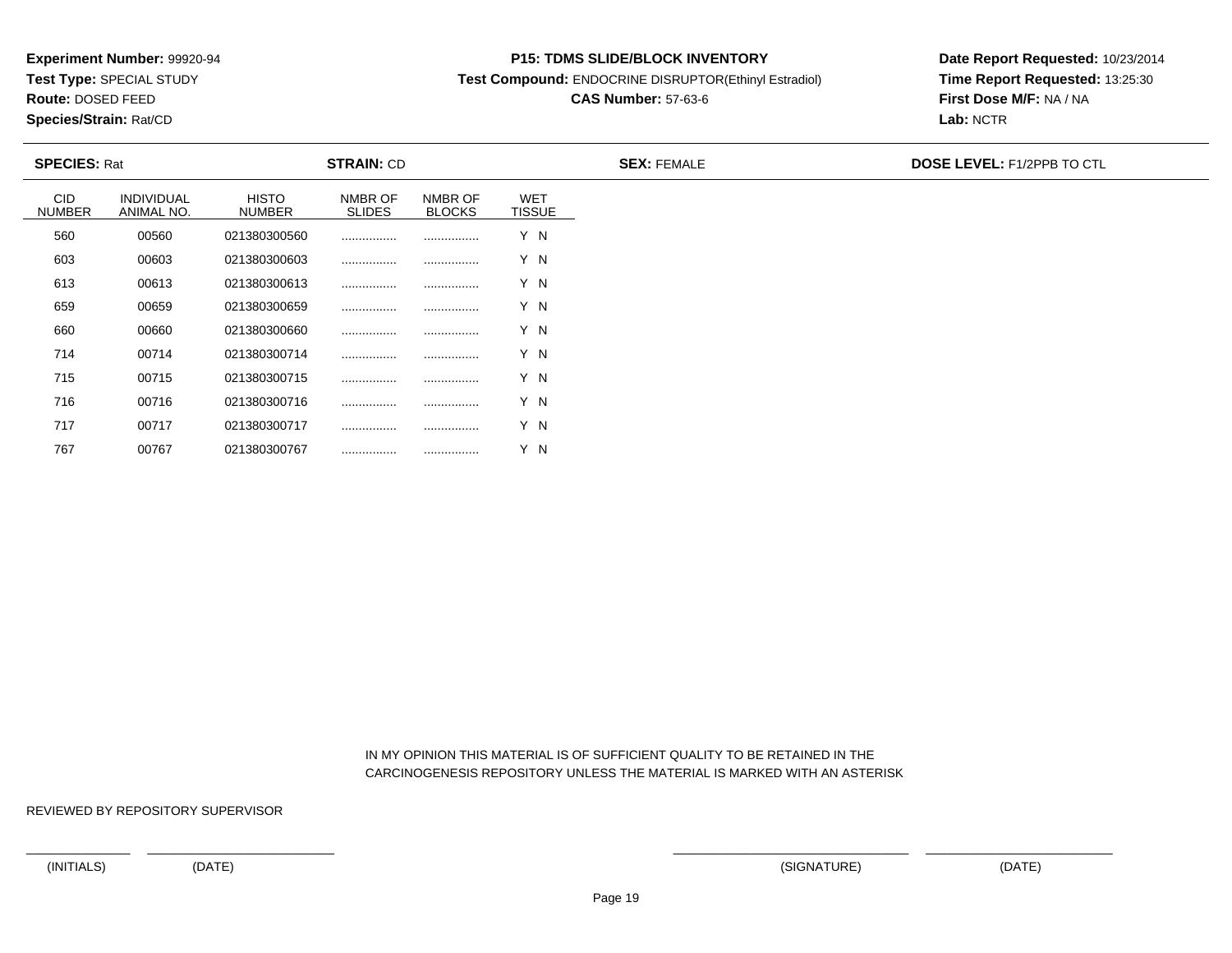**Experiment Number:** 99920-94
**Test Type:** SPECIAL STUDY
**Route:** DOSED FEED
**Species/Strain:** Rat/CD

**P15: TDMS SLIDE/BLOCK INVENTORY**
**Test Compound:** ENDOCRINE DISRUPTOR(Ethinyl Estradiol)
**CAS Number:** 57-63-6

**Date Report Requested:** 10/23/2014
**Time Report Requested:** 13:25:30
**First Dose M/F:** NA / NA
**Lab:** NCTR

**SPECIES:** Rat | **STRAIN:** CD | **SEX:** FEMALE | **DOSE LEVEL:** F1/2PPB TO CTL

| CID NUMBER | INDIVIDUAL ANIMAL NO. | HISTO NUMBER | NMBR OF SLIDES | NMBR OF BLOCKS | WET TISSUE |
|---|---|---|---|---|---|
| 560 | 00560 | 021380300560 | ................ | ................ | Y N |
| 603 | 00603 | 021380300603 | ................ | ................ | Y N |
| 613 | 00613 | 021380300613 | ................ | ................ | Y N |
| 659 | 00659 | 021380300659 | ................ | ................ | Y N |
| 660 | 00660 | 021380300660 | ................ | ................ | Y N |
| 714 | 00714 | 021380300714 | ................ | ................ | Y N |
| 715 | 00715 | 021380300715 | ................ | ................ | Y N |
| 716 | 00716 | 021380300716 | ................ | ................ | Y N |
| 717 | 00717 | 021380300717 | ................ | ................ | Y N |
| 767 | 00767 | 021380300767 | ................ | ................ | Y N |

IN MY OPINION THIS MATERIAL IS OF SUFFICIENT QUALITY TO BE RETAINED IN THE CARCINOGENESIS REPOSITORY UNLESS THE MATERIAL IS MARKED WITH AN ASTERISK

REVIEWED BY REPOSITORY SUPERVISOR

(INITIALS) (DATE) (SIGNATURE) (DATE)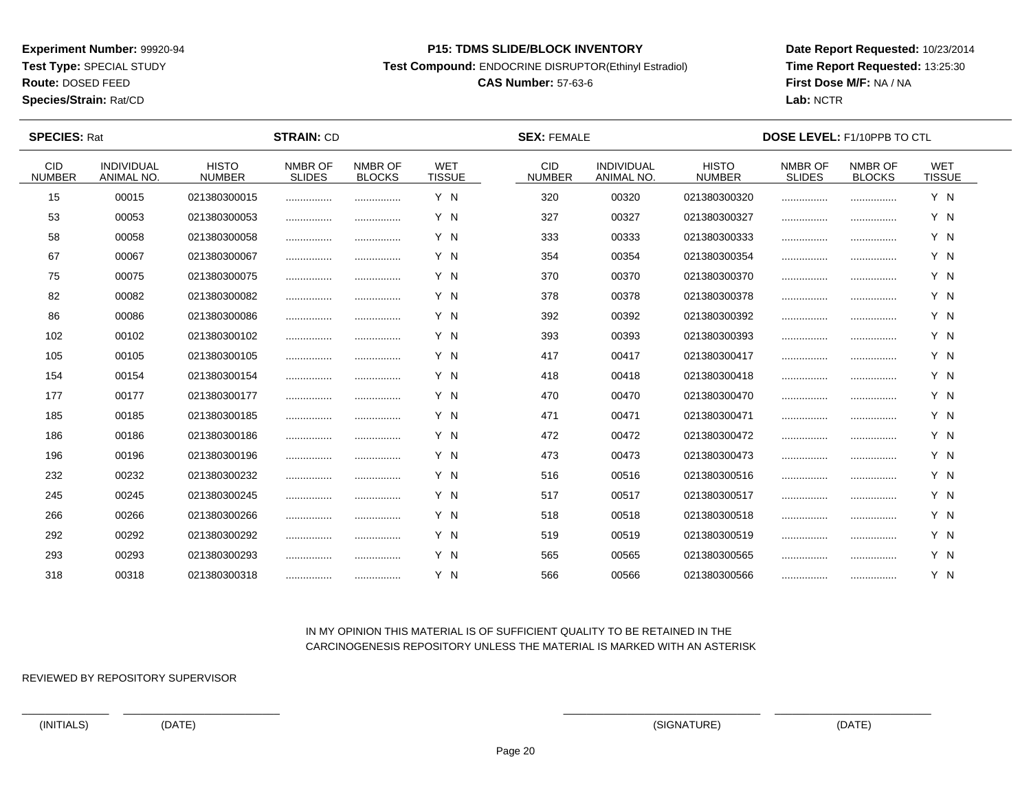**Experiment Number:** 99920-94
**Test Type:** SPECIAL STUDY
**Route:** DOSED FEED
**Species/Strain:** Rat/CD

**P15: TDMS SLIDE/BLOCK INVENTORY**
**Test Compound:** ENDOCRINE DISRUPTOR(Ethinyl Estradiol)
**CAS Number:** 57-63-6

**Date Report Requested:** 10/23/2014
**Time Report Requested:** 13:25:30
**First Dose M/F:** NA / NA
**Lab:** NCTR

**SPECIES:** Rat | **STRAIN:** CD | **SEX:** FEMALE | **DOSE LEVEL:** F1/10PPB TO CTL

| CID NUMBER | INDIVIDUAL ANIMAL NO. | HISTO NUMBER | NMBR OF SLIDES | NMBR OF BLOCKS | WET TISSUE | CID NUMBER | INDIVIDUAL ANIMAL NO. | HISTO NUMBER | NMBR OF SLIDES | NMBR OF BLOCKS | WET TISSUE |
|---|---|---|---|---|---|---|---|---|---|---|---|
| 15 | 00015 | 021380300015 | ................ | ................ | Y N | 320 | 00320 | 021380300320 | ................ | ................ | Y N |
| 53 | 00053 | 021380300053 | ................ | ................ | Y N | 327 | 00327 | 021380300327 | ................ | ................ | Y N |
| 58 | 00058 | 021380300058 | ................ | ................ | Y N | 333 | 00333 | 021380300333 | ................ | ................ | Y N |
| 67 | 00067 | 021380300067 | ................ | ................ | Y N | 354 | 00354 | 021380300354 | ................ | ................ | Y N |
| 75 | 00075 | 021380300075 | ................ | ................ | Y N | 370 | 00370 | 021380300370 | ................ | ................ | Y N |
| 82 | 00082 | 021380300082 | ................ | ................ | Y N | 378 | 00378 | 021380300378 | ................ | ................ | Y N |
| 86 | 00086 | 021380300086 | ................ | ................ | Y N | 392 | 00392 | 021380300392 | ................ | ................ | Y N |
| 102 | 00102 | 021380300102 | ................ | ................ | Y N | 393 | 00393 | 021380300393 | ................ | ................ | Y N |
| 105 | 00105 | 021380300105 | ................ | ................ | Y N | 417 | 00417 | 021380300417 | ................ | ................ | Y N |
| 154 | 00154 | 021380300154 | ................ | ................ | Y N | 418 | 00418 | 021380300418 | ................ | ................ | Y N |
| 177 | 00177 | 021380300177 | ................ | ................ | Y N | 470 | 00470 | 021380300470 | ................ | ................ | Y N |
| 185 | 00185 | 021380300185 | ................ | ................ | Y N | 471 | 00471 | 021380300471 | ................ | ................ | Y N |
| 186 | 00186 | 021380300186 | ................ | ................ | Y N | 472 | 00472 | 021380300472 | ................ | ................ | Y N |
| 196 | 00196 | 021380300196 | ................ | ................ | Y N | 473 | 00473 | 021380300473 | ................ | ................ | Y N |
| 232 | 00232 | 021380300232 | ................ | ................ | Y N | 516 | 00516 | 021380300516 | ................ | ................ | Y N |
| 245 | 00245 | 021380300245 | ................ | ................ | Y N | 517 | 00517 | 021380300517 | ................ | ................ | Y N |
| 266 | 00266 | 021380300266 | ................ | ................ | Y N | 518 | 00518 | 021380300518 | ................ | ................ | Y N |
| 292 | 00292 | 021380300292 | ................ | ................ | Y N | 519 | 00519 | 021380300519 | ................ | ................ | Y N |
| 293 | 00293 | 021380300293 | ................ | ................ | Y N | 565 | 00565 | 021380300565 | ................ | ................ | Y N |
| 318 | 00318 | 021380300318 | ................ | ................ | Y N | 566 | 00566 | 021380300566 | ................ | ................ | Y N |

IN MY OPINION THIS MATERIAL IS OF SUFFICIENT QUALITY TO BE RETAINED IN THE CARCINOGENESIS REPOSITORY UNLESS THE MATERIAL IS MARKED WITH AN ASTERISK

REVIEWED BY REPOSITORY SUPERVISOR

_______________ ___________________________ (INITIALS) (DATE)

_________________________________ ___________________________ (SIGNATURE) (DATE)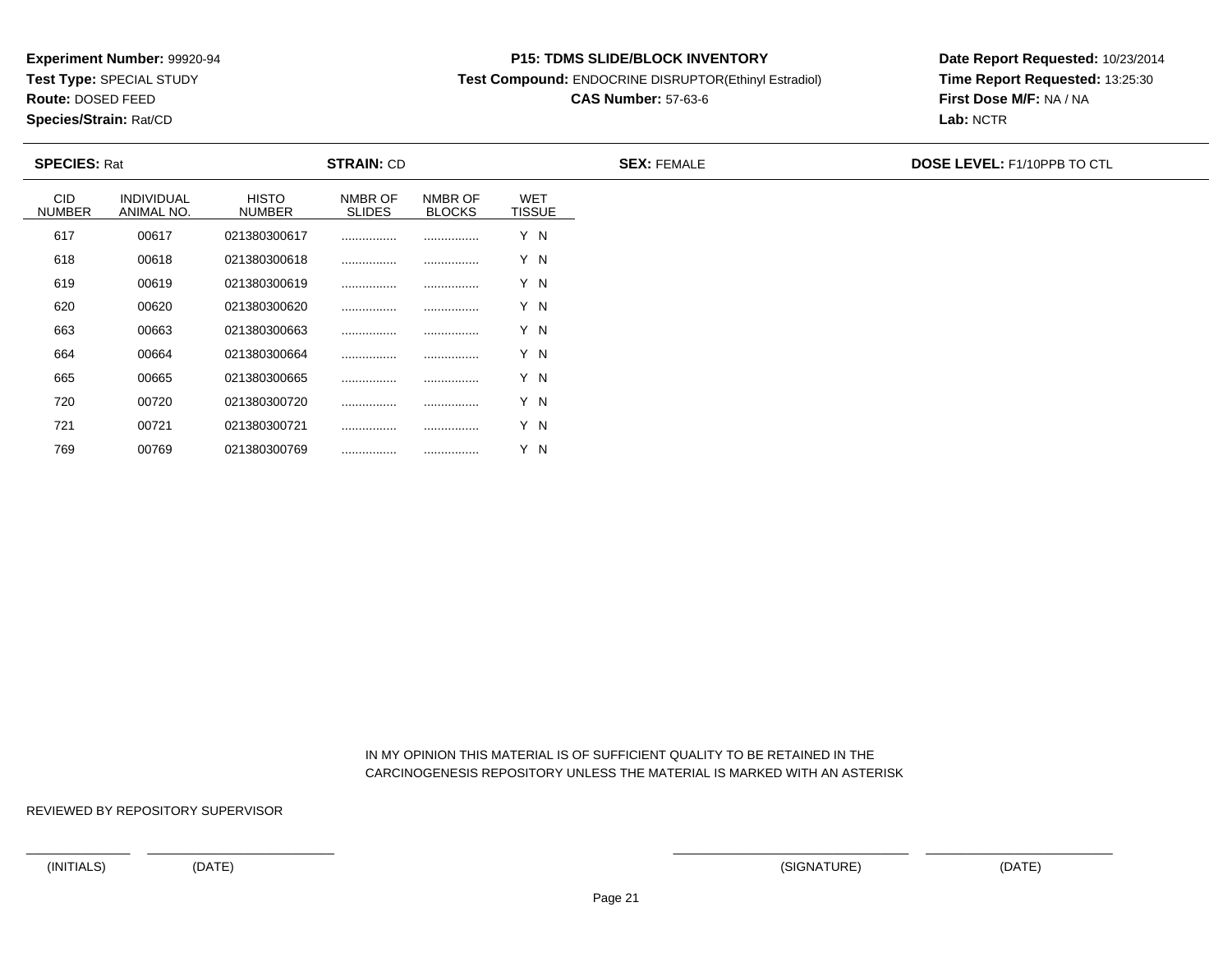**Experiment Number:** 99920-94
**Test Type:** SPECIAL STUDY
**Route:** DOSED FEED
**Species/Strain:** Rat/CD

**P15: TDMS SLIDE/BLOCK INVENTORY**
**Test Compound:** ENDOCRINE DISRUPTOR(Ethinyl Estradiol)
**CAS Number:** 57-63-6

**Date Report Requested:** 10/23/2014
**Time Report Requested:** 13:25:30
**First Dose M/F:** NA / NA
**Lab:** NCTR

**SPECIES:** Rat **STRAIN:** CD **SEX:** FEMALE **DOSE LEVEL:** F1/10PPB TO CTL

| CID NUMBER | INDIVIDUAL ANIMAL NO. | HISTO NUMBER | NMBR OF SLIDES | NMBR OF BLOCKS | WET TISSUE |
|---|---|---|---|---|---|
| 617 | 00617 | 021380300617 | ................ | ................ | Y N |
| 618 | 00618 | 021380300618 | ................ | ................ | Y N |
| 619 | 00619 | 021380300619 | ................ | ................ | Y N |
| 620 | 00620 | 021380300620 | ................ | ................ | Y N |
| 663 | 00663 | 021380300663 | ................ | ................ | Y N |
| 664 | 00664 | 021380300664 | ................ | ................ | Y N |
| 665 | 00665 | 021380300665 | ................ | ................ | Y N |
| 720 | 00720 | 021380300720 | ................ | ................ | Y N |
| 721 | 00721 | 021380300721 | ................ | ................ | Y N |
| 769 | 00769 | 021380300769 | ................ | ................ | Y N |

IN MY OPINION THIS MATERIAL IS OF SUFFICIENT QUALITY TO BE RETAINED IN THE CARCINOGENESIS REPOSITORY UNLESS THE MATERIAL IS MARKED WITH AN ASTERISK

REVIEWED BY REPOSITORY SUPERVISOR

(INITIALS) (DATE) (SIGNATURE) (DATE)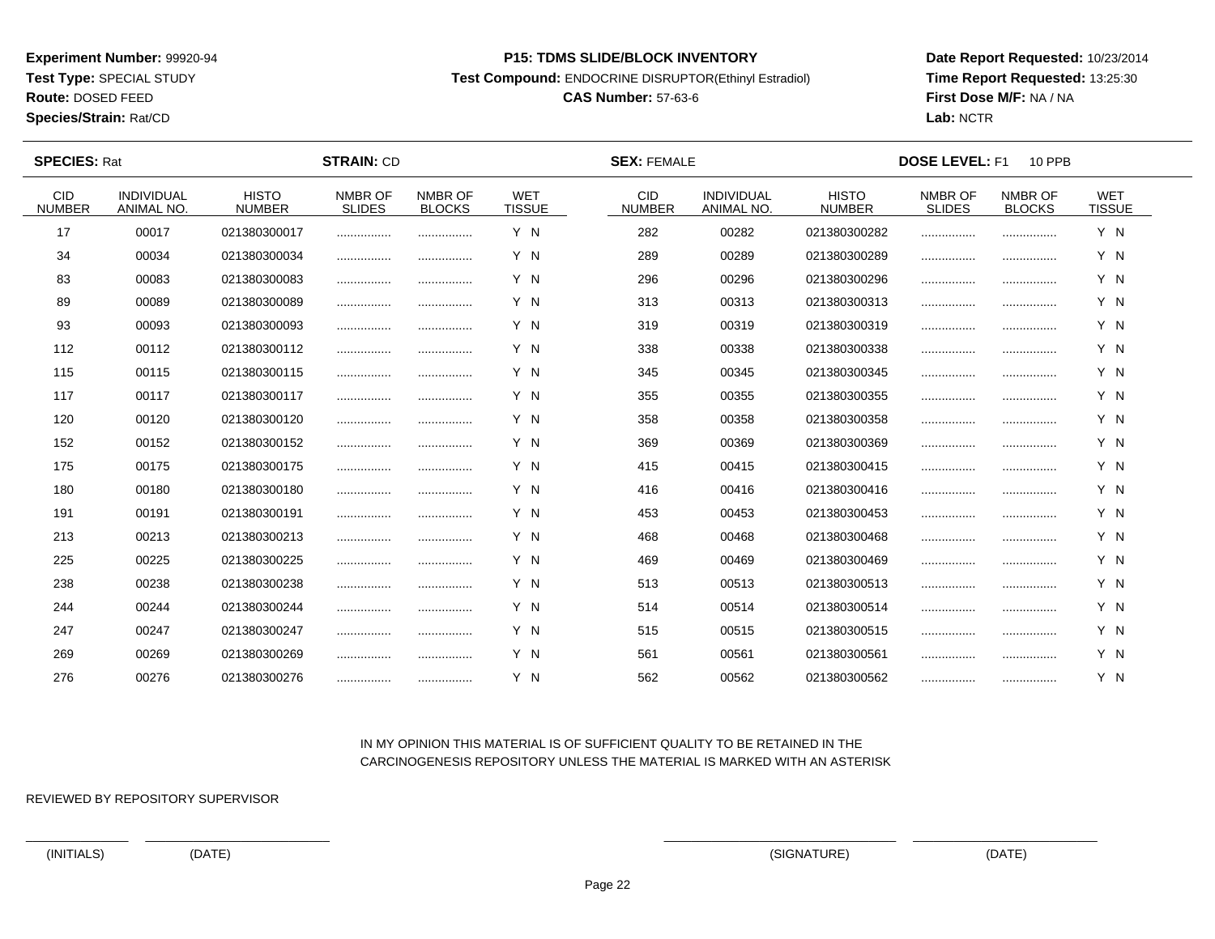**Experiment Number:** 99920-94
**Test Type:** SPECIAL STUDY
**Route:** DOSED FEED
**Species/Strain:** Rat/CD

**P15: TDMS SLIDE/BLOCK INVENTORY**
**Test Compound:** ENDOCRINE DISRUPTOR(Ethinyl Estradiol)
**CAS Number:** 57-63-6

**Date Report Requested:** 10/23/2014
**Time Report Requested:** 13:25:30
**First Dose M/F:** NA / NA
**Lab:** NCTR

**SPECIES:** Rat **STRAIN:** CD **SEX:** FEMALE **DOSE LEVEL:** F1 10 PPB

| CID NUMBER | INDIVIDUAL ANIMAL NO. | HISTO NUMBER | NMBR OF SLIDES | NMBR OF BLOCKS | WET TISSUE | CID NUMBER | INDIVIDUAL ANIMAL NO. | HISTO NUMBER | NMBR OF SLIDES | NMBR OF BLOCKS | WET TISSUE |
|---|---|---|---|---|---|---|---|---|---|---|---|
| 17 | 00017 | 021380300017 | ................ | ................ | Y N | 282 | 00282 | 021380300282 | ................ | ................ | Y N |
| 34 | 00034 | 021380300034 | ................ | ................ | Y N | 289 | 00289 | 021380300289 | ................ | ................ | Y N |
| 83 | 00083 | 021380300083 | ................ | ................ | Y N | 296 | 00296 | 021380300296 | ................ | ................ | Y N |
| 89 | 00089 | 021380300089 | ................ | ................ | Y N | 313 | 00313 | 021380300313 | ................ | ................ | Y N |
| 93 | 00093 | 021380300093 | ................ | ................ | Y N | 319 | 00319 | 021380300319 | ................ | ................ | Y N |
| 112 | 00112 | 021380300112 | ................ | ................ | Y N | 338 | 00338 | 021380300338 | ................ | ................ | Y N |
| 115 | 00115 | 021380300115 | ................ | ................ | Y N | 345 | 00345 | 021380300345 | ................ | ................ | Y N |
| 117 | 00117 | 021380300117 | ................ | ................ | Y N | 355 | 00355 | 021380300355 | ................ | ................ | Y N |
| 120 | 00120 | 021380300120 | ................ | ................ | Y N | 358 | 00358 | 021380300358 | ................ | ................ | Y N |
| 152 | 00152 | 021380300152 | ................ | ................ | Y N | 369 | 00369 | 021380300369 | ................ | ................ | Y N |
| 175 | 00175 | 021380300175 | ................ | ................ | Y N | 415 | 00415 | 021380300415 | ................ | ................ | Y N |
| 180 | 00180 | 021380300180 | ................ | ................ | Y N | 416 | 00416 | 021380300416 | ................ | ................ | Y N |
| 191 | 00191 | 021380300191 | ................ | ................ | Y N | 453 | 00453 | 021380300453 | ................ | ................ | Y N |
| 213 | 00213 | 021380300213 | ................ | ................ | Y N | 468 | 00468 | 021380300468 | ................ | ................ | Y N |
| 225 | 00225 | 021380300225 | ................ | ................ | Y N | 469 | 00469 | 021380300469 | ................ | ................ | Y N |
| 238 | 00238 | 021380300238 | ................ | ................ | Y N | 513 | 00513 | 021380300513 | ................ | ................ | Y N |
| 244 | 00244 | 021380300244 | ................ | ................ | Y N | 514 | 00514 | 021380300514 | ................ | ................ | Y N |
| 247 | 00247 | 021380300247 | ................ | ................ | Y N | 515 | 00515 | 021380300515 | ................ | ................ | Y N |
| 269 | 00269 | 021380300269 | ................ | ................ | Y N | 561 | 00561 | 021380300561 | ................ | ................ | Y N |
| 276 | 00276 | 021380300276 | ................ | ................ | Y N | 562 | 00562 | 021380300562 | ................ | ................ | Y N |

IN MY OPINION THIS MATERIAL IS OF SUFFICIENT QUALITY TO BE RETAINED IN THE CARCINOGENESIS REPOSITORY UNLESS THE MATERIAL IS MARKED WITH AN ASTERISK

REVIEWED BY REPOSITORY SUPERVISOR

(INITIALS) (DATE) (SIGNATURE) (DATE)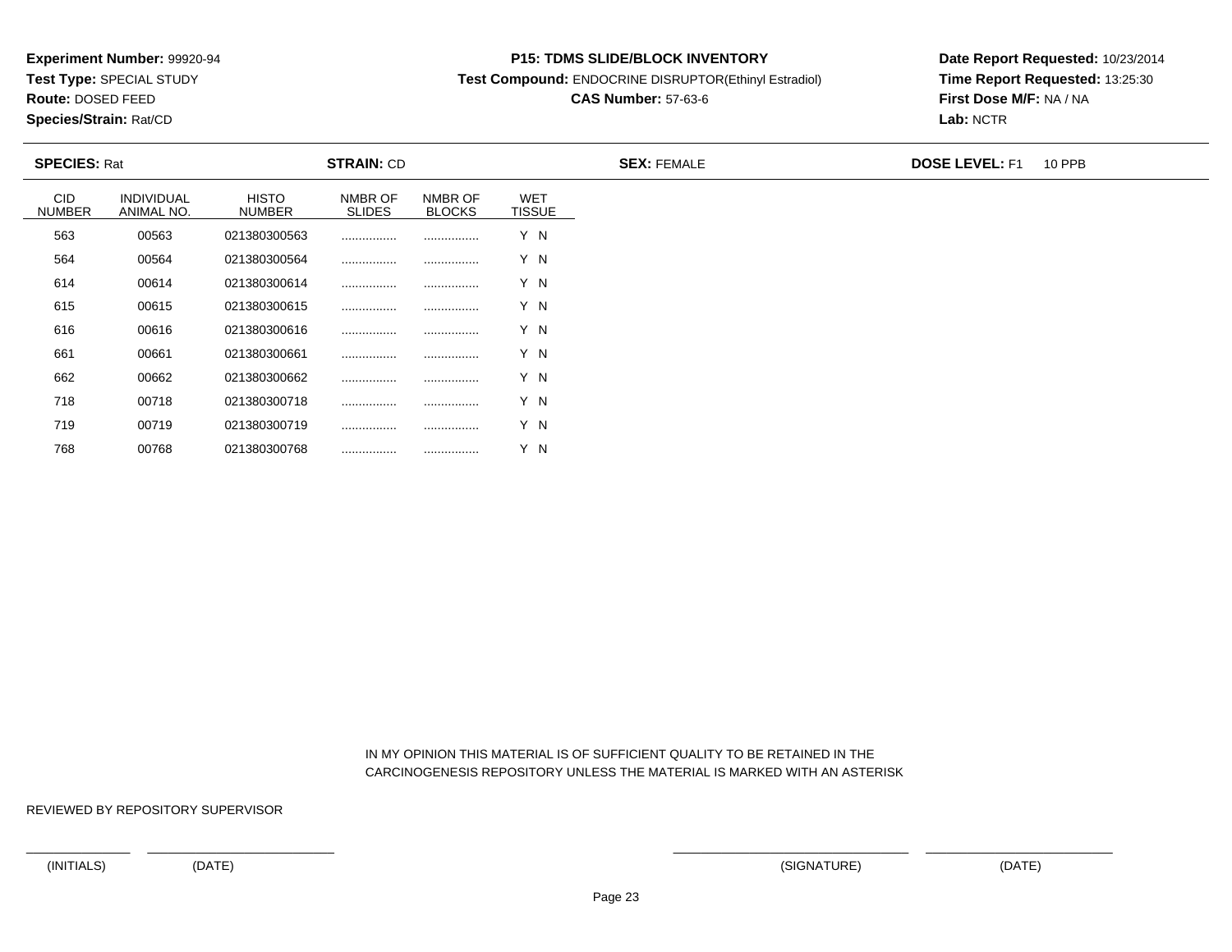**Experiment Number:** 99920-94
**Test Type:** SPECIAL STUDY
**Route:** DOSED FEED
**Species/Strain:** Rat/CD

**P15: TDMS SLIDE/BLOCK INVENTORY**
**Test Compound:** ENDOCRINE DISRUPTOR(Ethinyl Estradiol)
**CAS Number:** 57-63-6

**Date Report Requested:** 10/23/2014
**Time Report Requested:** 13:25:30
**First Dose M/F:** NA / NA
**Lab:** NCTR

**SPECIES:** Rat **STRAIN:** CD **SEX:** FEMALE **DOSE LEVEL:** F1 10 PPB

| CID NUMBER | INDIVIDUAL ANIMAL NO. | HISTO NUMBER | NMBR OF SLIDES | NMBR OF BLOCKS | WET TISSUE |
|---|---|---|---|---|---|
| 563 | 00563 | 021380300563 | ................ | ................ | Y N |
| 564 | 00564 | 021380300564 | ................ | ................ | Y N |
| 614 | 00614 | 021380300614 | ................ | ................ | Y N |
| 615 | 00615 | 021380300615 | ................ | ................ | Y N |
| 616 | 00616 | 021380300616 | ................ | ................ | Y N |
| 661 | 00661 | 021380300661 | ................ | ................ | Y N |
| 662 | 00662 | 021380300662 | ................ | ................ | Y N |
| 718 | 00718 | 021380300718 | ................ | ................ | Y N |
| 719 | 00719 | 021380300719 | ................ | ................ | Y N |
| 768 | 00768 | 021380300768 | ................ | ................ | Y N |

IN MY OPINION THIS MATERIAL IS OF SUFFICIENT QUALITY TO BE RETAINED IN THE CARCINOGENESIS REPOSITORY UNLESS THE MATERIAL IS MARKED WITH AN ASTERISK

REVIEWED BY REPOSITORY SUPERVISOR

(INITIALS) (DATE) (SIGNATURE) (DATE)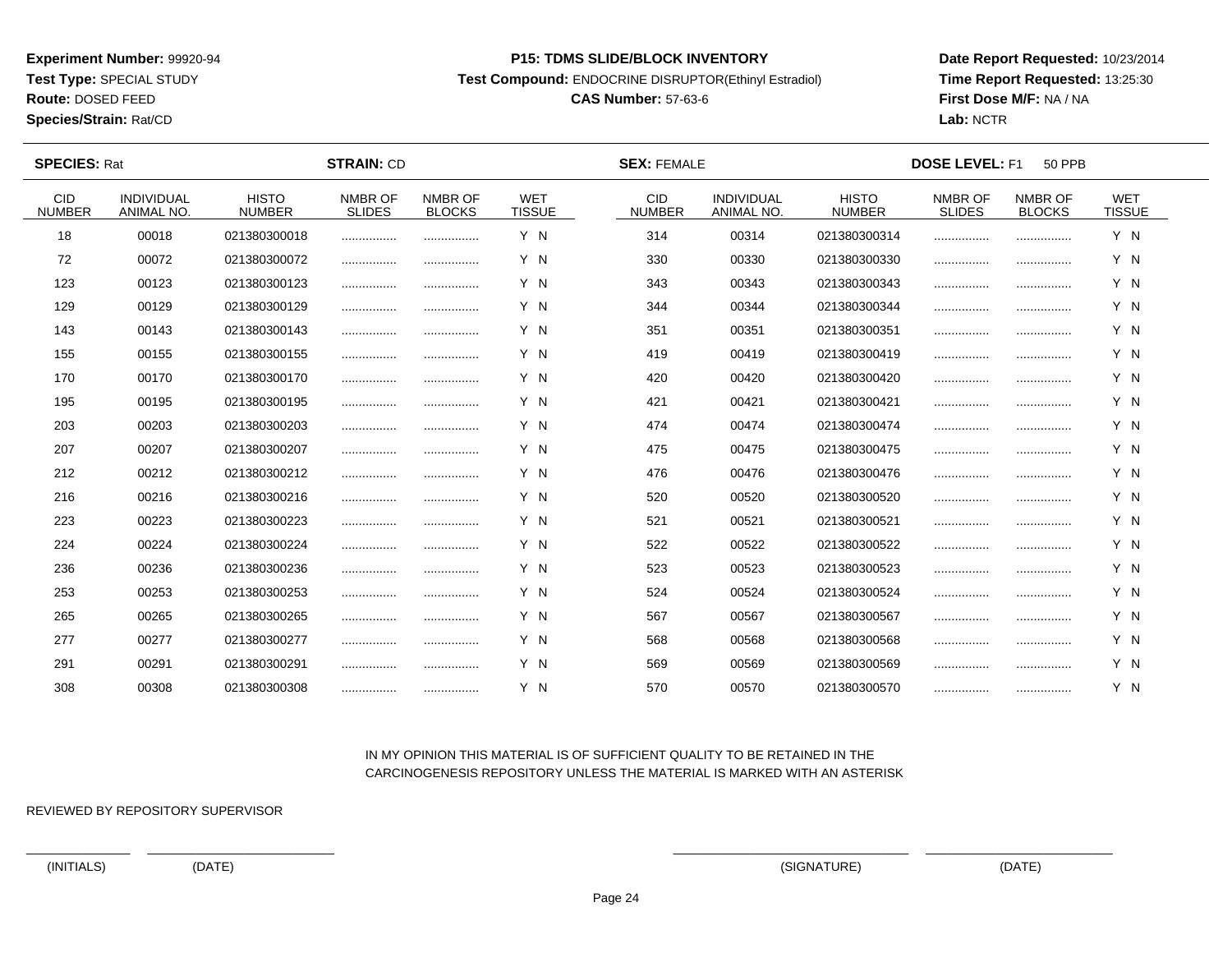**Experiment Number:** 99920-94
**Test Type:** SPECIAL STUDY
**Route:** DOSED FEED
**Species/Strain:** Rat/CD

**P15: TDMS SLIDE/BLOCK INVENTORY**
**Test Compound:** ENDOCRINE DISRUPTOR(Ethinyl Estradiol)
**CAS Number:** 57-63-6

**Date Report Requested:** 10/23/2014
**Time Report Requested:** 13:25:30
**First Dose M/F:** NA / NA
**Lab:** NCTR

**SPECIES:** Rat **STRAIN:** CD **SEX:** FEMALE **DOSE LEVEL:** F1 50 PPB

| CID NUMBER | INDIVIDUAL ANIMAL NO. | HISTO NUMBER | NMBR OF SLIDES | NMBR OF BLOCKS | WET TISSUE | CID NUMBER | INDIVIDUAL ANIMAL NO. | HISTO NUMBER | NMBR OF SLIDES | NMBR OF BLOCKS | WET TISSUE |
|---|---|---|---|---|---|---|---|---|---|---|---|
| 18 | 00018 | 021380300018 | ................ | ................ | Y N | 314 | 00314 | 021380300314 | ................ | ................ | Y N |
| 72 | 00072 | 021380300072 | ................ | ................ | Y N | 330 | 00330 | 021380300330 | ................ | ................ | Y N |
| 123 | 00123 | 021380300123 | ................ | ................ | Y N | 343 | 00343 | 021380300343 | ................ | ................ | Y N |
| 129 | 00129 | 021380300129 | ................ | ................ | Y N | 344 | 00344 | 021380300344 | ................ | ................ | Y N |
| 143 | 00143 | 021380300143 | ................ | ................ | Y N | 351 | 00351 | 021380300351 | ................ | ................ | Y N |
| 155 | 00155 | 021380300155 | ................ | ................ | Y N | 419 | 00419 | 021380300419 | ................ | ................ | Y N |
| 170 | 00170 | 021380300170 | ................ | ................ | Y N | 420 | 00420 | 021380300420 | ................ | ................ | Y N |
| 195 | 00195 | 021380300195 | ................ | ................ | Y N | 421 | 00421 | 021380300421 | ................ | ................ | Y N |
| 203 | 00203 | 021380300203 | ................ | ................ | Y N | 474 | 00474 | 021380300474 | ................ | ................ | Y N |
| 207 | 00207 | 021380300207 | ................ | ................ | Y N | 475 | 00475 | 021380300475 | ................ | ................ | Y N |
| 212 | 00212 | 021380300212 | ................ | ................ | Y N | 476 | 00476 | 021380300476 | ................ | ................ | Y N |
| 216 | 00216 | 021380300216 | ................ | ................ | Y N | 520 | 00520 | 021380300520 | ................ | ................ | Y N |
| 223 | 00223 | 021380300223 | ................ | ................ | Y N | 521 | 00521 | 021380300521 | ................ | ................ | Y N |
| 224 | 00224 | 021380300224 | ................ | ................ | Y N | 522 | 00522 | 021380300522 | ................ | ................ | Y N |
| 236 | 00236 | 021380300236 | ................ | ................ | Y N | 523 | 00523 | 021380300523 | ................ | ................ | Y N |
| 253 | 00253 | 021380300253 | ................ | ................ | Y N | 524 | 00524 | 021380300524 | ................ | ................ | Y N |
| 265 | 00265 | 021380300265 | ................ | ................ | Y N | 567 | 00567 | 021380300567 | ................ | ................ | Y N |
| 277 | 00277 | 021380300277 | ................ | ................ | Y N | 568 | 00568 | 021380300568 | ................ | ................ | Y N |
| 291 | 00291 | 021380300291 | ................ | ................ | Y N | 569 | 00569 | 021380300569 | ................ | ................ | Y N |
| 308 | 00308 | 021380300308 | ................ | ................ | Y N | 570 | 00570 | 021380300570 | ................ | ................ | Y N |

IN MY OPINION THIS MATERIAL IS OF SUFFICIENT QUALITY TO BE RETAINED IN THE CARCINOGENESIS REPOSITORY UNLESS THE MATERIAL IS MARKED WITH AN ASTERISK

REVIEWED BY REPOSITORY SUPERVISOR

_______________ _________________________ _____________________________ _________________________

(INITIALS) (DATE) (SIGNATURE) (DATE)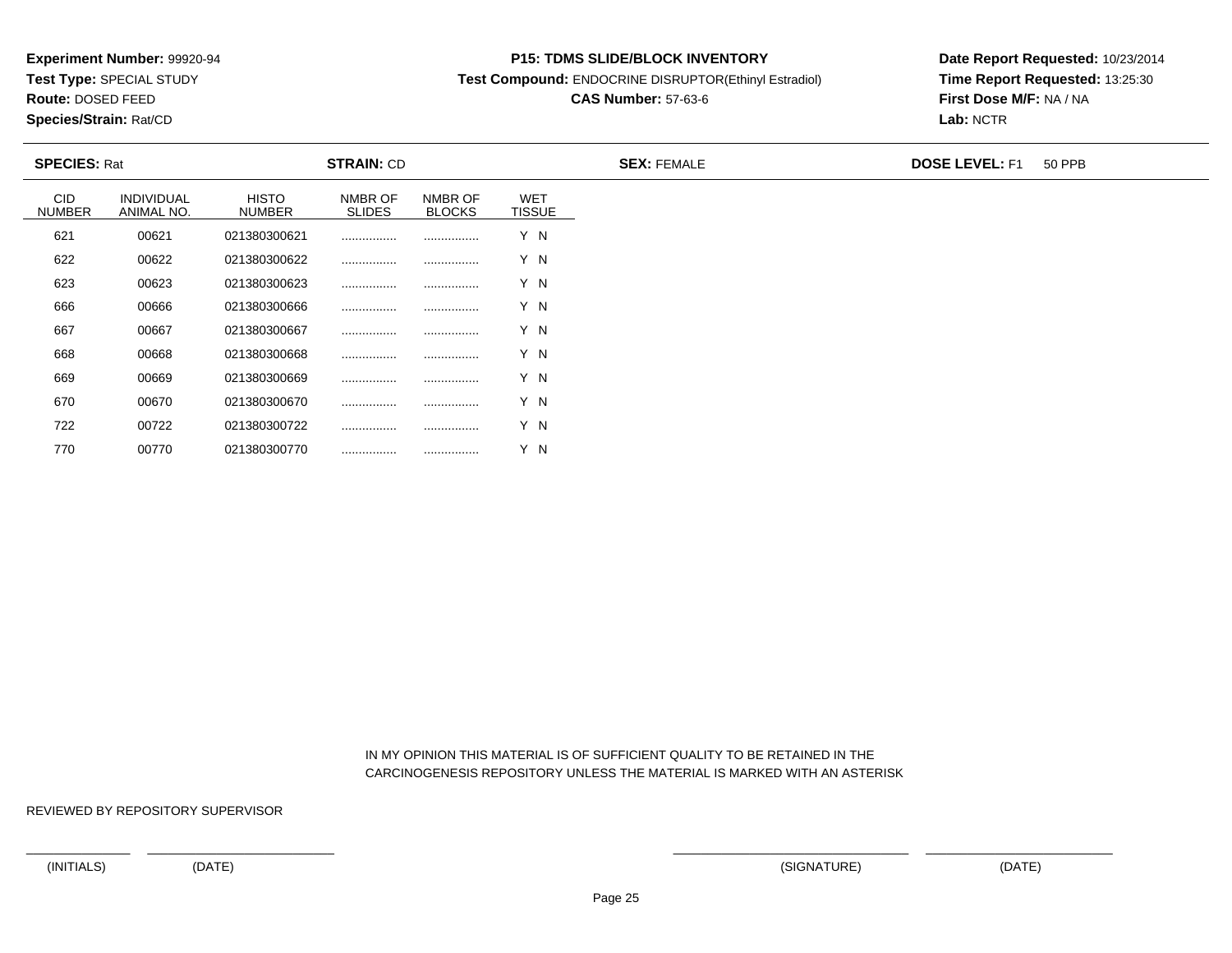**Experiment Number:** 99920-94
**Test Type:** SPECIAL STUDY
**Route:** DOSED FEED
**Species/Strain:** Rat/CD

**P15: TDMS SLIDE/BLOCK INVENTORY**
**Test Compound:** ENDOCRINE DISRUPTOR(Ethinyl Estradiol)
**CAS Number:** 57-63-6

**Date Report Requested:** 10/23/2014
**Time Report Requested:** 13:25:30
**First Dose M/F:** NA / NA
**Lab:** NCTR

**SPECIES:** Rat **STRAIN:** CD **SEX:** FEMALE **DOSE LEVEL:** F1 50 PPB

| CID NUMBER | INDIVIDUAL ANIMAL NO. | HISTO NUMBER | NMBR OF SLIDES | NMBR OF BLOCKS | WET TISSUE |
|---|---|---|---|---|---|
| 621 | 00621 | 021380300621 | ................ | ................ | Y N |
| 622 | 00622 | 021380300622 | ................ | ................ | Y N |
| 623 | 00623 | 021380300623 | ................ | ................ | Y N |
| 666 | 00666 | 021380300666 | ................ | ................ | Y N |
| 667 | 00667 | 021380300667 | ................ | ................ | Y N |
| 668 | 00668 | 021380300668 | ................ | ................ | Y N |
| 669 | 00669 | 021380300669 | ................ | ................ | Y N |
| 670 | 00670 | 021380300670 | ................ | ................ | Y N |
| 722 | 00722 | 021380300722 | ................ | ................ | Y N |
| 770 | 00770 | 021380300770 | ................ | ................ | Y N |

IN MY OPINION THIS MATERIAL IS OF SUFFICIENT QUALITY TO BE RETAINED IN THE CARCINOGENESIS REPOSITORY UNLESS THE MATERIAL IS MARKED WITH AN ASTERISK

REVIEWED BY REPOSITORY SUPERVISOR

(INITIALS) (DATE) (SIGNATURE) (DATE)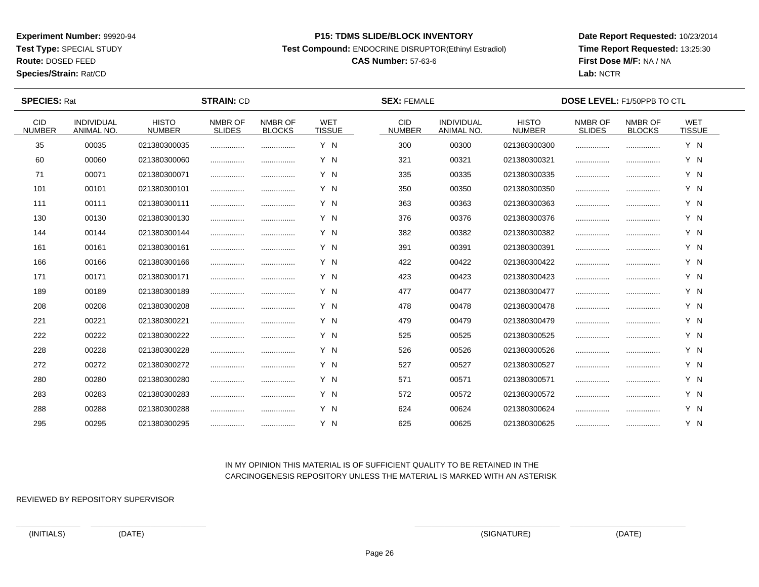**Experiment Number:** 99920-94
**Test Type:** SPECIAL STUDY
**Route:** DOSED FEED
**Species/Strain:** Rat/CD

**P15: TDMS SLIDE/BLOCK INVENTORY**
**Test Compound:** ENDOCRINE DISRUPTOR(Ethinyl Estradiol)
**CAS Number:** 57-63-6

**Date Report Requested:** 10/23/2014
**Time Report Requested:** 13:25:30
**First Dose M/F:** NA / NA
**Lab:** NCTR

**SPECIES:** Rat **STRAIN:** CD **SEX:** FEMALE **DOSE LEVEL:** F1/50PPB TO CTL

| CID NUMBER | INDIVIDUAL ANIMAL NO. | HISTO NUMBER | NMBR OF SLIDES | NMBR OF BLOCKS | WET TISSUE | CID NUMBER | INDIVIDUAL ANIMAL NO. | HISTO NUMBER | NMBR OF SLIDES | NMBR OF BLOCKS | WET TISSUE |
|---|---|---|---|---|---|---|---|---|---|---|---|
| 35 | 00035 | 021380300035 | ................ | ................ | Y N | 300 | 00300 | 021380300300 | ................ | ................ | Y N |
| 60 | 00060 | 021380300060 | ................ | ................ | Y N | 321 | 00321 | 021380300321 | ................ | ................ | Y N |
| 71 | 00071 | 021380300071 | ................ | ................ | Y N | 335 | 00335 | 021380300335 | ................ | ................ | Y N |
| 101 | 00101 | 021380300101 | ................ | ................ | Y N | 350 | 00350 | 021380300350 | ................ | ................ | Y N |
| 111 | 00111 | 021380300111 | ................ | ................ | Y N | 363 | 00363 | 021380300363 | ................ | ................ | Y N |
| 130 | 00130 | 021380300130 | ................ | ................ | Y N | 376 | 00376 | 021380300376 | ................ | ................ | Y N |
| 144 | 00144 | 021380300144 | ................ | ................ | Y N | 382 | 00382 | 021380300382 | ................ | ................ | Y N |
| 161 | 00161 | 021380300161 | ................ | ................ | Y N | 391 | 00391 | 021380300391 | ................ | ................ | Y N |
| 166 | 00166 | 021380300166 | ................ | ................ | Y N | 422 | 00422 | 021380300422 | ................ | ................ | Y N |
| 171 | 00171 | 021380300171 | ................ | ................ | Y N | 423 | 00423 | 021380300423 | ................ | ................ | Y N |
| 189 | 00189 | 021380300189 | ................ | ................ | Y N | 477 | 00477 | 021380300477 | ................ | ................ | Y N |
| 208 | 00208 | 021380300208 | ................ | ................ | Y N | 478 | 00478 | 021380300478 | ................ | ................ | Y N |
| 221 | 00221 | 021380300221 | ................ | ................ | Y N | 479 | 00479 | 021380300479 | ................ | ................ | Y N |
| 222 | 00222 | 021380300222 | ................ | ................ | Y N | 525 | 00525 | 021380300525 | ................ | ................ | Y N |
| 228 | 00228 | 021380300228 | ................ | ................ | Y N | 526 | 00526 | 021380300526 | ................ | ................ | Y N |
| 272 | 00272 | 021380300272 | ................ | ................ | Y N | 527 | 00527 | 021380300527 | ................ | ................ | Y N |
| 280 | 00280 | 021380300280 | ................ | ................ | Y N | 571 | 00571 | 021380300571 | ................ | ................ | Y N |
| 283 | 00283 | 021380300283 | ................ | ................ | Y N | 572 | 00572 | 021380300572 | ................ | ................ | Y N |
| 288 | 00288 | 021380300288 | ................ | ................ | Y N | 624 | 00624 | 021380300624 | ................ | ................ | Y N |
| 295 | 00295 | 021380300295 | ................ | ................ | Y N | 625 | 00625 | 021380300625 | ................ | ................ | Y N |

IN MY OPINION THIS MATERIAL IS OF SUFFICIENT QUALITY TO BE RETAINED IN THE CARCINOGENESIS REPOSITORY UNLESS THE MATERIAL IS MARKED WITH AN ASTERISK

REVIEWED BY REPOSITORY SUPERVISOR

______________ ________________________ ____________________________ ________________________

(INITIALS) (DATE) (SIGNATURE) (DATE)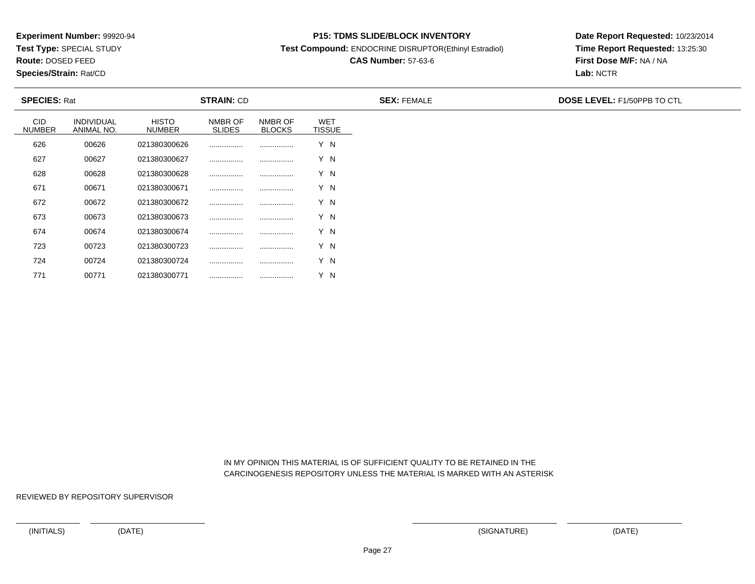**Experiment Number:** 99920-94
**Test Type:** SPECIAL STUDY
**Route:** DOSED FEED
**Species/Strain:** Rat/CD

**P15: TDMS SLIDE/BLOCK INVENTORY**
**Test Compound:** ENDOCRINE DISRUPTOR(Ethinyl Estradiol)
**CAS Number:** 57-63-6

**Date Report Requested:** 10/23/2014
**Time Report Requested:** 13:25:30
**First Dose M/F:** NA / NA
**Lab:** NCTR

**SPECIES:** Rat **STRAIN:** CD **SEX:** FEMALE **DOSE LEVEL:** F1/50PPB TO CTL

| CID NUMBER | INDIVIDUAL ANIMAL NO. | HISTO NUMBER | NMBR OF SLIDES | NMBR OF BLOCKS | WET TISSUE |
|---|---|---|---|---|---|
| 626 | 00626 | 021380300626 | ................ | ................ | Y N |
| 627 | 00627 | 021380300627 | ................ | ................ | Y N |
| 628 | 00628 | 021380300628 | ................ | ................ | Y N |
| 671 | 00671 | 021380300671 | ................ | ................ | Y N |
| 672 | 00672 | 021380300672 | ................ | ................ | Y N |
| 673 | 00673 | 021380300673 | ................ | ................ | Y N |
| 674 | 00674 | 021380300674 | ................ | ................ | Y N |
| 723 | 00723 | 021380300723 | ................ | ................ | Y N |
| 724 | 00724 | 021380300724 | ................ | ................ | Y N |
| 771 | 00771 | 021380300771 | ................ | ................ | Y N |

IN MY OPINION THIS MATERIAL IS OF SUFFICIENT QUALITY TO BE RETAINED IN THE CARCINOGENESIS REPOSITORY UNLESS THE MATERIAL IS MARKED WITH AN ASTERISK

REVIEWED BY REPOSITORY SUPERVISOR

(INITIALS) (DATE) (SIGNATURE) (DATE)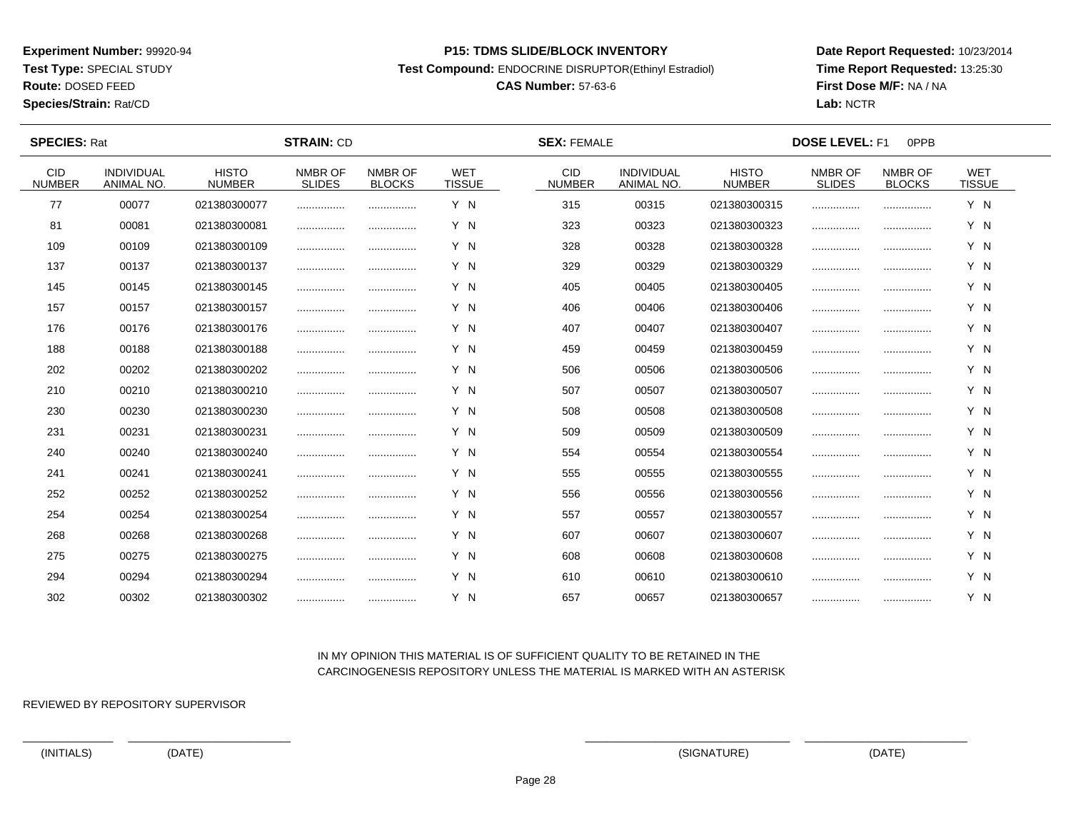**Experiment Number:** 99920-94
**Test Type:** SPECIAL STUDY
**Route:** DOSED FEED
**Species/Strain:** Rat/CD

**P15: TDMS SLIDE/BLOCK INVENTORY**
**Test Compound:** ENDOCRINE DISRUPTOR(Ethinyl Estradiol)
**CAS Number:** 57-63-6

**Date Report Requested:** 10/23/2014
**Time Report Requested:** 13:25:30
**First Dose M/F:** NA / NA
**Lab:** NCTR

**SPECIES:** Rat **STRAIN:** CD **SEX:** FEMALE **DOSE LEVEL:** F1 0PPB

| CID NUMBER | INDIVIDUAL ANIMAL NO. | HISTO NUMBER | NMBR OF SLIDES | NMBR OF BLOCKS | WET TISSUE | CID NUMBER | INDIVIDUAL ANIMAL NO. | HISTO NUMBER | NMBR OF SLIDES | NMBR OF BLOCKS | WET TISSUE |
|---|---|---|---|---|---|---|---|---|---|---|---|
| 77 | 00077 | 021380300077 | ................ | ................ | Y N | 315 | 00315 | 021380300315 | ................ | ................ | Y N |
| 81 | 00081 | 021380300081 | ................ | ................ | Y N | 323 | 00323 | 021380300323 | ................ | ................ | Y N |
| 109 | 00109 | 021380300109 | ................ | ................ | Y N | 328 | 00328 | 021380300328 | ................ | ................ | Y N |
| 137 | 00137 | 021380300137 | ................ | ................ | Y N | 329 | 00329 | 021380300329 | ................ | ................ | Y N |
| 145 | 00145 | 021380300145 | ................ | ................ | Y N | 405 | 00405 | 021380300405 | ................ | ................ | Y N |
| 157 | 00157 | 021380300157 | ................ | ................ | Y N | 406 | 00406 | 021380300406 | ................ | ................ | Y N |
| 176 | 00176 | 021380300176 | ................ | ................ | Y N | 407 | 00407 | 021380300407 | ................ | ................ | Y N |
| 188 | 00188 | 021380300188 | ................ | ................ | Y N | 459 | 00459 | 021380300459 | ................ | ................ | Y N |
| 202 | 00202 | 021380300202 | ................ | ................ | Y N | 506 | 00506 | 021380300506 | ................ | ................ | Y N |
| 210 | 00210 | 021380300210 | ................ | ................ | Y N | 507 | 00507 | 021380300507 | ................ | ................ | Y N |
| 230 | 00230 | 021380300230 | ................ | ................ | Y N | 508 | 00508 | 021380300508 | ................ | ................ | Y N |
| 231 | 00231 | 021380300231 | ................ | ................ | Y N | 509 | 00509 | 021380300509 | ................ | ................ | Y N |
| 240 | 00240 | 021380300240 | ................ | ................ | Y N | 554 | 00554 | 021380300554 | ................ | ................ | Y N |
| 241 | 00241 | 021380300241 | ................ | ................ | Y N | 555 | 00555 | 021380300555 | ................ | ................ | Y N |
| 252 | 00252 | 021380300252 | ................ | ................ | Y N | 556 | 00556 | 021380300556 | ................ | ................ | Y N |
| 254 | 00254 | 021380300254 | ................ | ................ | Y N | 557 | 00557 | 021380300557 | ................ | ................ | Y N |
| 268 | 00268 | 021380300268 | ................ | ................ | Y N | 607 | 00607 | 021380300607 | ................ | ................ | Y N |
| 275 | 00275 | 021380300275 | ................ | ................ | Y N | 608 | 00608 | 021380300608 | ................ | ................ | Y N |
| 294 | 00294 | 021380300294 | ................ | ................ | Y N | 610 | 00610 | 021380300610 | ................ | ................ | Y N |
| 302 | 00302 | 021380300302 | ................ | ................ | Y N | 657 | 00657 | 021380300657 | ................ | ................ | Y N |

IN MY OPINION THIS MATERIAL IS OF SUFFICIENT QUALITY TO BE RETAINED IN THE CARCINOGENESIS REPOSITORY UNLESS THE MATERIAL IS MARKED WITH AN ASTERISK

REVIEWED BY REPOSITORY SUPERVISOR

(INITIALS) (DATE) (SIGNATURE) (DATE)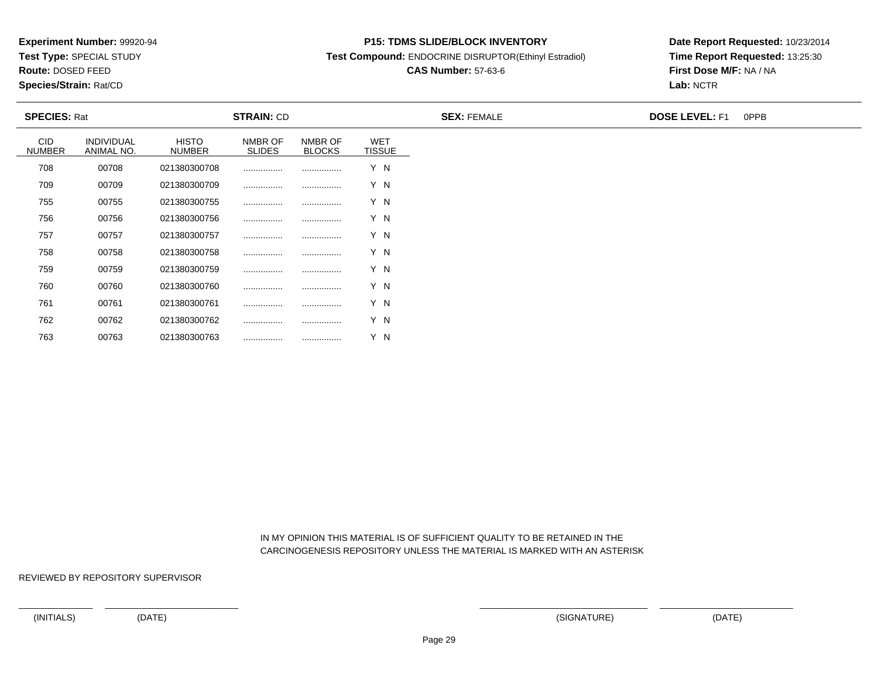**Experiment Number:** 99920-94
**Test Type:** SPECIAL STUDY
**Route:** DOSED FEED
**Species/Strain:** Rat/CD

**P15: TDMS SLIDE/BLOCK INVENTORY**
**Test Compound:** ENDOCRINE DISRUPTOR(Ethinyl Estradiol)
**CAS Number:** 57-63-6

**Date Report Requested:** 10/23/2014
**Time Report Requested:** 13:25:30
**First Dose M/F:** NA / NA
**Lab:** NCTR

**SPECIES:** Rat **STRAIN:** CD **SEX:** FEMALE **DOSE LEVEL:** F1 0PPB

| CID NUMBER | INDIVIDUAL ANIMAL NO. | HISTO NUMBER | NMBR OF SLIDES | NMBR OF BLOCKS | WET TISSUE |
|---|---|---|---|---|---|
| 708 | 00708 | 021380300708 | ................ | ................ | Y N |
| 709 | 00709 | 021380300709 | ................ | ................ | Y N |
| 755 | 00755 | 021380300755 | ................ | ................ | Y N |
| 756 | 00756 | 021380300756 | ................ | ................ | Y N |
| 757 | 00757 | 021380300757 | ................ | ................ | Y N |
| 758 | 00758 | 021380300758 | ................ | ................ | Y N |
| 759 | 00759 | 021380300759 | ................ | ................ | Y N |
| 760 | 00760 | 021380300760 | ................ | ................ | Y N |
| 761 | 00761 | 021380300761 | ................ | ................ | Y N |
| 762 | 00762 | 021380300762 | ................ | ................ | Y N |
| 763 | 00763 | 021380300763 | ................ | ................ | Y N |

IN MY OPINION THIS MATERIAL IS OF SUFFICIENT QUALITY TO BE RETAINED IN THE CARCINOGENESIS REPOSITORY UNLESS THE MATERIAL IS MARKED WITH AN ASTERISK

REVIEWED BY REPOSITORY SUPERVISOR

(INITIALS) (DATE) (SIGNATURE) (DATE)